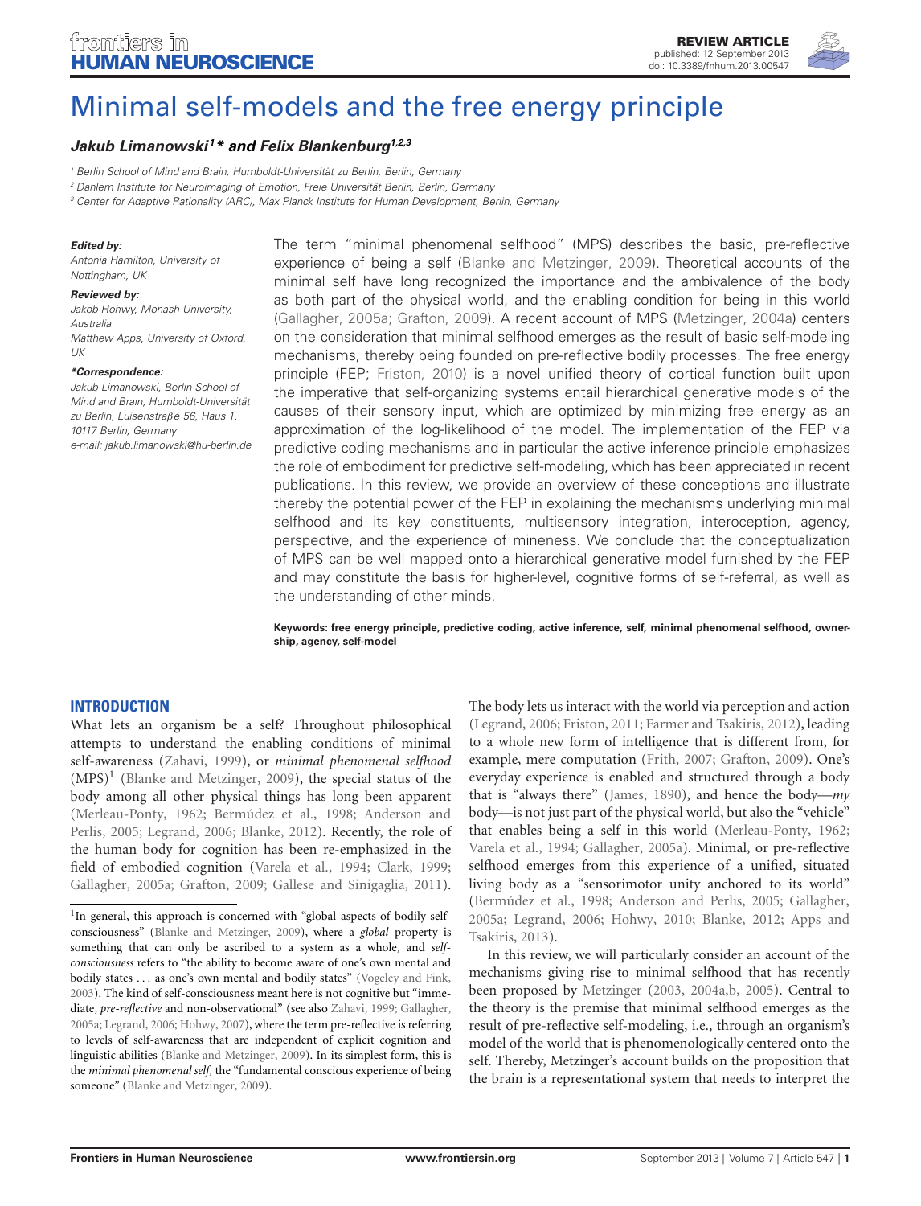# Minimal self-models and the free energy principle

***Jakub Limanowski[1]\* and Felix Blankenburg[1,2,3]***

[1] Berlin School of Mind and Brain, Humboldt-Universität zu Berlin, Berlin, Germany
[2] Dahlem Institute for Neuroimaging of Emotion, Freie Universität Berlin, Berlin, Germany
[3] Center for Adaptive Rationality (ARC), Max Planck Institute for Human Development, Berlin, Germany

**Edited by:**
Antonia Hamilton, University of Nottingham, UK

**Reviewed by:**
Jakob Hohwy, Monash University, Australia
Matthew Apps, University of Oxford, UK

**\*Correspondence:**
Jakub Limanowski, Berlin School of Mind and Brain, Humboldt-Universität zu Berlin, Luisenstraβe 56, Haus 1, 10117 Berlin, Germany
e-mail: jakub.limanowski@hu-berlin.de

The term "minimal phenomenal selfhood" (MPS) describes the basic, pre-reflective experience of being a self (Blanke and Metzinger, 2009). Theoretical accounts of the minimal self have long recognized the importance and the ambivalence of the body as both part of the physical world, and the enabling condition for being in this world (Gallagher, 2005a; Grafton, 2009). A recent account of MPS (Metzinger, 2004a) centers on the consideration that minimal selfhood emerges as the result of basic self-modeling mechanisms, thereby being founded on pre-reflective bodily processes. The free energy principle (FEP; Friston, 2010) is a novel unified theory of cortical function built upon the imperative that self-organizing systems entail hierarchical generative models of the causes of their sensory input, which are optimized by minimizing free energy as an approximation of the log-likelihood of the model. The implementation of the FEP via predictive coding mechanisms and in particular the active inference principle emphasizes the role of embodiment for predictive self-modeling, which has been appreciated in recent publications. In this review, we provide an overview of these conceptions and illustrate thereby the potential power of the FEP in explaining the mechanisms underlying minimal selfhood and its key constituents, multisensory integration, interoception, agency, perspective, and the experience of mineness. We conclude that the conceptualization of MPS can be well mapped onto a hierarchical generative model furnished by the FEP and may constitute the basis for higher-level, cognitive forms of self-referral, as well as the understanding of other minds.

**Keywords: free energy principle, predictive coding, active inference, self, minimal phenomenal selfhood, ownership, agency, self-model**

## INTRODUCTION

What lets an organism be a self? Throughout philosophical attempts to understand the enabling conditions of minimal self-awareness (Zahavi, 1999), or *minimal phenomenal selfhood* (MPS)[1] (Blanke and Metzinger, 2009), the special status of the body among all other physical things has long been apparent (Merleau-Ponty, 1962; Bermúdez et al., 1998; Anderson and Perlis, 2005; Legrand, 2006; Blanke, 2012). Recently, the role of the human body for cognition has been re-emphasized in the field of embodied cognition (Varela et al., 1994; Clark, 1999; Gallagher, 2005a; Grafton, 2009; Gallese and Sinigaglia, 2011). The body lets us interact with the world via perception and action (Legrand, 2006; Friston, 2011; Farmer and Tsakiris, 2012), leading to a whole new form of intelligence that is different from, for example, mere computation (Frith, 2007; Grafton, 2009). One's everyday experience is enabled and structured through a body that is "always there" (James, 1890), and hence the body—*my* body—is not just part of the physical world, but also the "vehicle" that enables being a self in this world (Merleau-Ponty, 1962; Varela et al., 1994; Gallagher, 2005a). Minimal, or pre-reflective selfhood emerges from this experience of a unified, situated living body as a "sensorimotor unity anchored to its world" (Bermúdez et al., 1998; Anderson and Perlis, 2005; Gallagher, 2005a; Legrand, 2006; Hohwy, 2010; Blanke, 2012; Apps and Tsakiris, 2013).

In this review, we will particularly consider an account of the mechanisms giving rise to minimal selfhood that has recently been proposed by Metzinger (2003, 2004a,b, 2005). Central to the theory is the premise that minimal selfhood emerges as the result of pre-reflective self-modeling, i.e., through an organism's model of the world that is phenomenologically centered onto the self. Thereby, Metzinger's account builds on the proposition that the brain is a representational system that needs to interpret the

[1] In general, this approach is concerned with "global aspects of bodily self-consciousness" (Blanke and Metzinger, 2009), where a *global* property is something that can only be ascribed to a system as a whole, and *self-consciousness* refers to "the ability to become aware of one's own mental and bodily states . . . as one's own mental and bodily states" (Vogeley and Fink, 2003). The kind of self-consciousness meant here is not cognitive but "immediate, *pre-reflective* and non-observational" (see also Zahavi, 1999; Gallagher, 2005a; Legrand, 2006; Hohwy, 2007), where the term pre-reflective is referring to levels of self-awareness that are independent of explicit cognition and linguistic abilities (Blanke and Metzinger, 2009). In its simplest form, this is the *minimal phenomenal self*, the "fundamental conscious experience of being someone" (Blanke and Metzinger, 2009).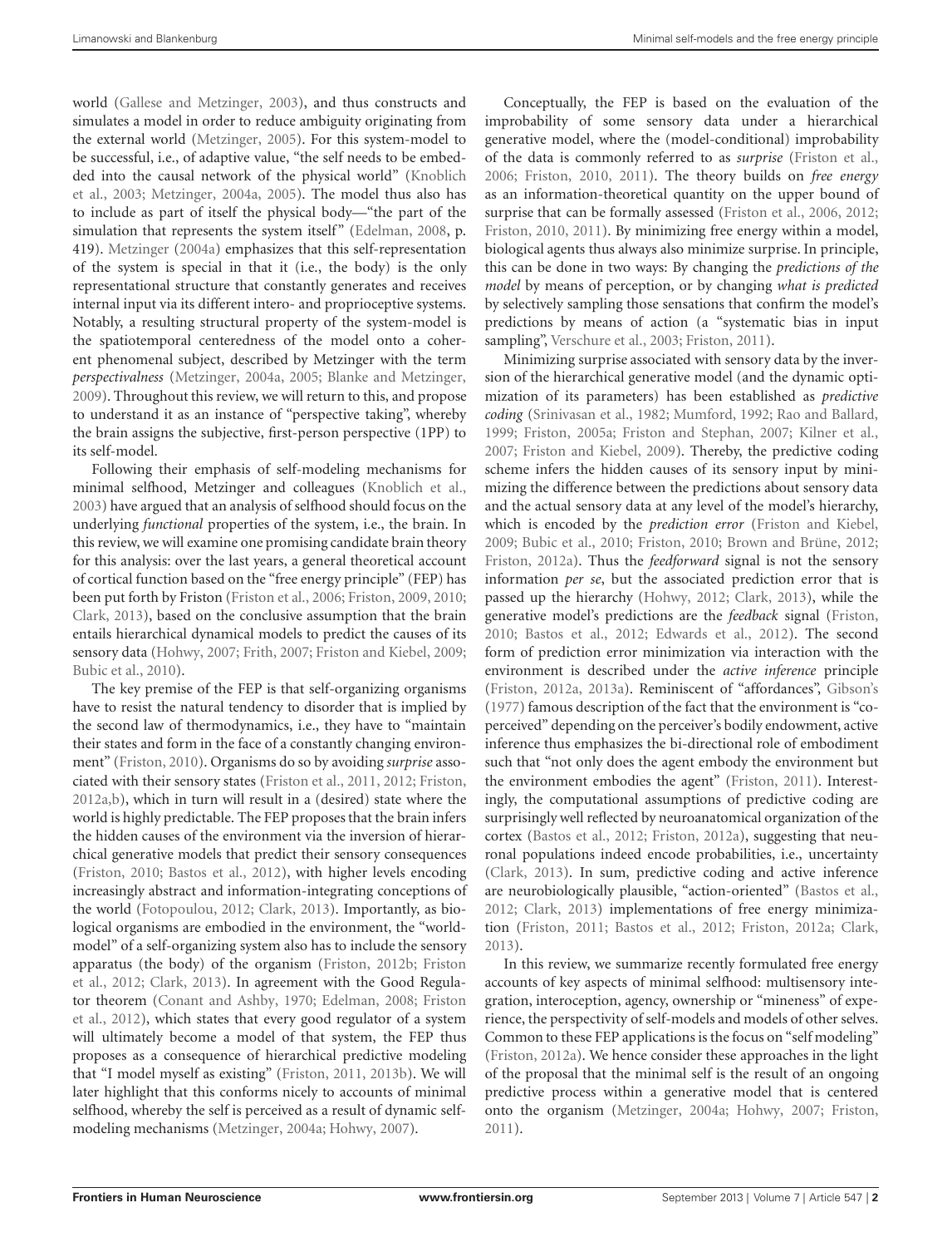world (Gallese and Metzinger, 2003), and thus constructs and simulates a model in order to reduce ambiguity originating from the external world (Metzinger, 2005). For this system-model to be successful, i.e., of adaptive value, "the self needs to be embedded into the causal network of the physical world" (Knoblich et al., 2003; Metzinger, 2004a, 2005). The model thus also has to include as part of itself the physical body—"the part of the simulation that represents the system itself" (Edelman, 2008, p. 419). Metzinger (2004a) emphasizes that this self-representation of the system is special in that it (i.e., the body) is the only representational structure that constantly generates and receives internal input via its different intero- and proprioceptive systems. Notably, a resulting structural property of the system-model is the spatiotemporal centeredness of the model onto a coherent phenomenal subject, described by Metzinger with the term *perspectivalness* (Metzinger, 2004a, 2005; Blanke and Metzinger, 2009). Throughout this review, we will return to this, and propose to understand it as an instance of "perspective taking", whereby the brain assigns the subjective, first-person perspective (1PP) to its self-model.

Following their emphasis of self-modeling mechanisms for minimal selfhood, Metzinger and colleagues (Knoblich et al., 2003) have argued that an analysis of selfhood should focus on the underlying *functional* properties of the system, i.e., the brain. In this review, we will examine one promising candidate brain theory for this analysis: over the last years, a general theoretical account of cortical function based on the "free energy principle" (FEP) has been put forth by Friston (Friston et al., 2006; Friston, 2009, 2010; Clark, 2013), based on the conclusive assumption that the brain entails hierarchical dynamical models to predict the causes of its sensory data (Hohwy, 2007; Frith, 2007; Friston and Kiebel, 2009; Bubic et al., 2010).

The key premise of the FEP is that self-organizing organisms have to resist the natural tendency to disorder that is implied by the second law of thermodynamics, i.e., they have to "maintain their states and form in the face of a constantly changing environment" (Friston, 2010). Organisms do so by avoiding *surprise* associated with their sensory states (Friston et al., 2011, 2012; Friston, 2012a,b), which in turn will result in a (desired) state where the world is highly predictable. The FEP proposes that the brain infers the hidden causes of the environment via the inversion of hierarchical generative models that predict their sensory consequences (Friston, 2010; Bastos et al., 2012), with higher levels encoding increasingly abstract and information-integrating conceptions of the world (Fotopoulou, 2012; Clark, 2013). Importantly, as biological organisms are embodied in the environment, the "world-model" of a self-organizing system also has to include the sensory apparatus (the body) of the organism (Friston, 2012b; Friston et al., 2012; Clark, 2013). In agreement with the Good Regulator theorem (Conant and Ashby, 1970; Edelman, 2008; Friston et al., 2012), which states that every good regulator of a system will ultimately become a model of that system, the FEP thus proposes as a consequence of hierarchical predictive modeling that "I model myself as existing" (Friston, 2011, 2013b). We will later highlight that this conforms nicely to accounts of minimal selfhood, whereby the self is perceived as a result of dynamic self-modeling mechanisms (Metzinger, 2004a; Hohwy, 2007).

Conceptually, the FEP is based on the evaluation of the improbability of some sensory data under a hierarchical generative model, where the (model-conditional) improbability of the data is commonly referred to as *surprise* (Friston et al., 2006; Friston, 2010, 2011). The theory builds on *free energy* as an information-theoretical quantity on the upper bound of surprise that can be formally assessed (Friston et al., 2006, 2012; Friston, 2010, 2011). By minimizing free energy within a model, biological agents thus always also minimize surprise. In principle, this can be done in two ways: By changing the *predictions of the model* by means of perception, or by changing *what is predicted* by selectively sampling those sensations that confirm the model's predictions by means of action (a "systematic bias in input sampling", Verschure et al., 2003; Friston, 2011).

Minimizing surprise associated with sensory data by the inversion of the hierarchical generative model (and the dynamic optimization of its parameters) has been established as *predictive coding* (Srinivasan et al., 1982; Mumford, 1992; Rao and Ballard, 1999; Friston, 2005a; Friston and Stephan, 2007; Kilner et al., 2007; Friston and Kiebel, 2009). Thereby, the predictive coding scheme infers the hidden causes of its sensory input by minimizing the difference between the predictions about sensory data and the actual sensory data at any level of the model's hierarchy, which is encoded by the *prediction error* (Friston and Kiebel, 2009; Bubic et al., 2010; Friston, 2010; Brown and Brüne, 2012; Friston, 2012a). Thus the *feedforward* signal is not the sensory information *per se*, but the associated prediction error that is passed up the hierarchy (Hohwy, 2012; Clark, 2013), while the generative model's predictions are the *feedback* signal (Friston, 2010; Bastos et al., 2012; Edwards et al., 2012). The second form of prediction error minimization via interaction with the environment is described under the *active inference* principle (Friston, 2012a, 2013a). Reminiscent of "affordances", Gibson's (1977) famous description of the fact that the environment is "co-perceived" depending on the perceiver's bodily endowment, active inference thus emphasizes the bi-directional role of embodiment such that "not only does the agent embody the environment but the environment embodies the agent" (Friston, 2011). Interestingly, the computational assumptions of predictive coding are surprisingly well reflected by neuroanatomical organization of the cortex (Bastos et al., 2012; Friston, 2012a), suggesting that neuronal populations indeed encode probabilities, i.e., uncertainty (Clark, 2013). In sum, predictive coding and active inference are neurobiologically plausible, "action-oriented" (Bastos et al., 2012; Clark, 2013) implementations of free energy minimization (Friston, 2011; Bastos et al., 2012; Friston, 2012a; Clark, 2013).

In this review, we summarize recently formulated free energy accounts of key aspects of minimal selfhood: multisensory integration, interoception, agency, ownership or "mineness" of experience, the perspectivity of self-models and models of other selves. Common to these FEP applications is the focus on "self modeling" (Friston, 2012a). We hence consider these approaches in the light of the proposal that the minimal self is the result of an ongoing predictive process within a generative model that is centered onto the organism (Metzinger, 2004a; Hohwy, 2007; Friston, 2011).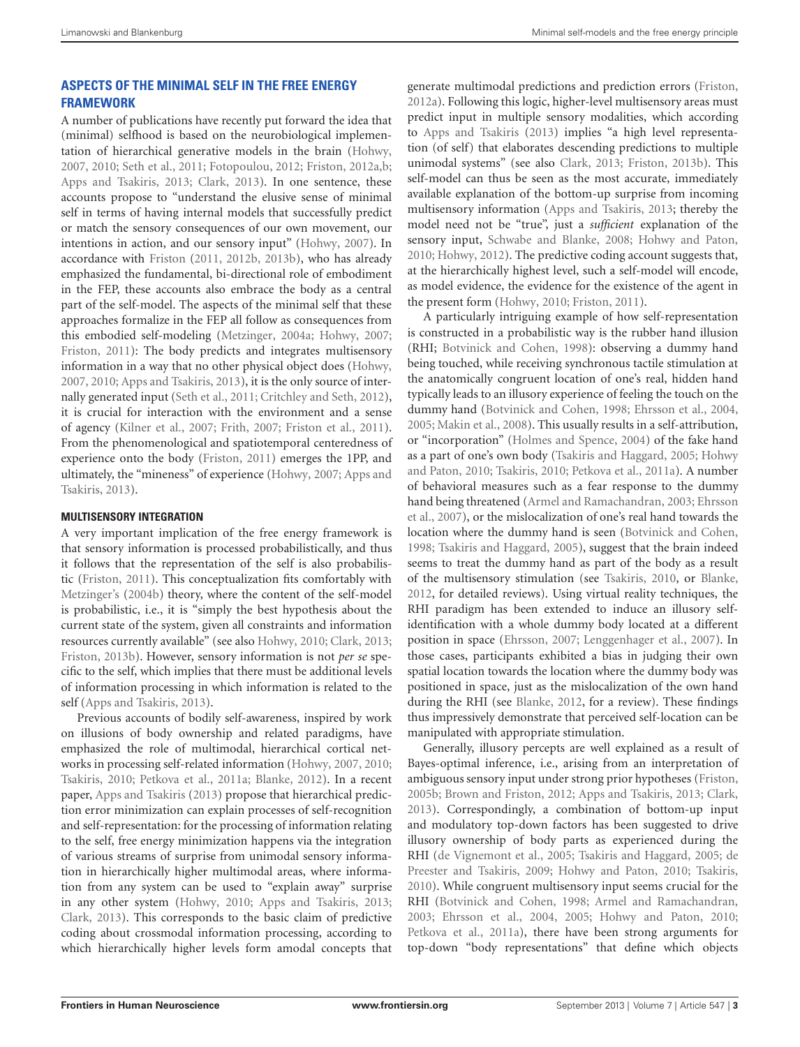## ASPECTS OF THE MINIMAL SELF IN THE FREE ENERGY FRAMEWORK

A number of publications have recently put forward the idea that (minimal) selfhood is based on the neurobiological implementation of hierarchical generative models in the brain (Hohwy, 2007, 2010; Seth et al., 2011; Fotopoulou, 2012; Friston, 2012a,b; Apps and Tsakiris, 2013; Clark, 2013). In one sentence, these accounts propose to "understand the elusive sense of minimal self in terms of having internal models that successfully predict or match the sensory consequences of our own movement, our intentions in action, and our sensory input" (Hohwy, 2007). In accordance with Friston (2011, 2012b, 2013b), who has already emphasized the fundamental, bi-directional role of embodiment in the FEP, these accounts also embrace the body as a central part of the self-model. The aspects of the minimal self that these approaches formalize in the FEP all follow as consequences from this embodied self-modeling (Metzinger, 2004a; Hohwy, 2007; Friston, 2011): The body predicts and integrates multisensory information in a way that no other physical object does (Hohwy, 2007, 2010; Apps and Tsakiris, 2013), it is the only source of internally generated input (Seth et al., 2011; Critchley and Seth, 2012), it is crucial for interaction with the environment and a sense of agency (Kilner et al., 2007; Frith, 2007; Friston et al., 2011). From the phenomenological and spatiotemporal centeredness of experience onto the body (Friston, 2011) emerges the 1PP, and ultimately, the "mineness" of experience (Hohwy, 2007; Apps and Tsakiris, 2013).

### MULTISENSORY INTEGRATION

A very important implication of the free energy framework is that sensory information is processed probabilistically, and thus it follows that the representation of the self is also probabilistic (Friston, 2011). This conceptualization fits comfortably with Metzinger's (2004b) theory, where the content of the self-model is probabilistic, i.e., it is "simply the best hypothesis about the current state of the system, given all constraints and information resources currently available" (see also Hohwy, 2010; Clark, 2013; Friston, 2013b). However, sensory information is not *per se* specific to the self, which implies that there must be additional levels of information processing in which information is related to the self (Apps and Tsakiris, 2013).

Previous accounts of bodily self-awareness, inspired by work on illusions of body ownership and related paradigms, have emphasized the role of multimodal, hierarchical cortical networks in processing self-related information (Hohwy, 2007, 2010; Tsakiris, 2010; Petkova et al., 2011a; Blanke, 2012). In a recent paper, Apps and Tsakiris (2013) propose that hierarchical prediction error minimization can explain processes of self-recognition and self-representation: for the processing of information relating to the self, free energy minimization happens via the integration of various streams of surprise from unimodal sensory information in hierarchically higher multimodal areas, where information from any system can be used to "explain away" surprise in any other system (Hohwy, 2010; Apps and Tsakiris, 2013; Clark, 2013). This corresponds to the basic claim of predictive coding about crossmodal information processing, according to which hierarchically higher levels form amodal concepts that generate multimodal predictions and prediction errors (Friston, 2012a). Following this logic, higher-level multisensory areas must predict input in multiple sensory modalities, which according to Apps and Tsakiris (2013) implies "a high level representation (of self) that elaborates descending predictions to multiple unimodal systems" (see also Clark, 2013; Friston, 2013b). This self-model can thus be seen as the most accurate, immediately available explanation of the bottom-up surprise from incoming multisensory information (Apps and Tsakiris, 2013; thereby the model need not be "true", just a *sufficient* explanation of the sensory input, Schwabe and Blanke, 2008; Hohwy and Paton, 2010; Hohwy, 2012). The predictive coding account suggests that, at the hierarchically highest level, such a self-model will encode, as model evidence, the evidence for the existence of the agent in the present form (Hohwy, 2010; Friston, 2011).

A particularly intriguing example of how self-representation is constructed in a probabilistic way is the rubber hand illusion (RHI; Botvinick and Cohen, 1998): observing a dummy hand being touched, while receiving synchronous tactile stimulation at the anatomically congruent location of one's real, hidden hand typically leads to an illusory experience of feeling the touch on the dummy hand (Botvinick and Cohen, 1998; Ehrsson et al., 2004, 2005; Makin et al., 2008). This usually results in a self-attribution, or "incorporation" (Holmes and Spence, 2004) of the fake hand as a part of one's own body (Tsakiris and Haggard, 2005; Hohwy and Paton, 2010; Tsakiris, 2010; Petkova et al., 2011a). A number of behavioral measures such as a fear response to the dummy hand being threatened (Armel and Ramachandran, 2003; Ehrsson et al., 2007), or the mislocalization of one's real hand towards the location where the dummy hand is seen (Botvinick and Cohen, 1998; Tsakiris and Haggard, 2005), suggest that the brain indeed seems to treat the dummy hand as part of the body as a result of the multisensory stimulation (see Tsakiris, 2010, or Blanke, 2012, for detailed reviews). Using virtual reality techniques, the RHI paradigm has been extended to induce an illusory self-identification with a whole dummy body located at a different position in space (Ehrsson, 2007; Lenggenhager et al., 2007). In those cases, participants exhibited a bias in judging their own spatial location towards the location where the dummy body was positioned in space, just as the mislocalization of the own hand during the RHI (see Blanke, 2012, for a review). These findings thus impressively demonstrate that perceived self-location can be manipulated with appropriate stimulation.

Generally, illusory percepts are well explained as a result of Bayes-optimal inference, i.e., arising from an interpretation of ambiguous sensory input under strong prior hypotheses (Friston, 2005b; Brown and Friston, 2012; Apps and Tsakiris, 2013; Clark, 2013). Correspondingly, a combination of bottom-up input and modulatory top-down factors has been suggested to drive illusory ownership of body parts as experienced during the RHI (de Vignemont et al., 2005; Tsakiris and Haggard, 2005; de Preester and Tsakiris, 2009; Hohwy and Paton, 2010; Tsakiris, 2010). While congruent multisensory input seems crucial for the RHI (Botvinick and Cohen, 1998; Armel and Ramachandran, 2003; Ehrsson et al., 2004, 2005; Hohwy and Paton, 2010; Petkova et al., 2011a), there have been strong arguments for top-down "body representations" that define which objects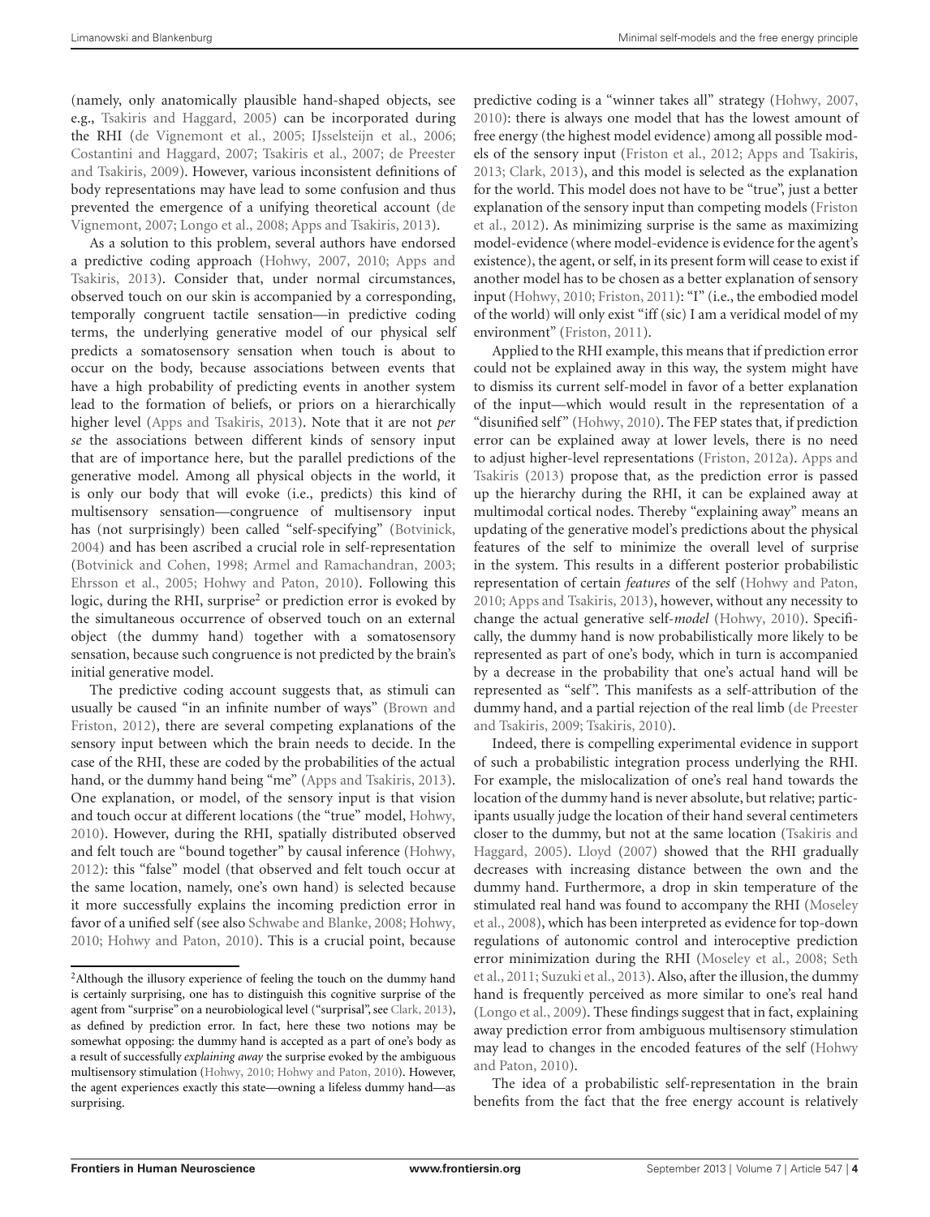(namely, only anatomically plausible hand-shaped objects, see e.g., Tsakiris and Haggard, 2005) can be incorporated during the RHI (de Vignemont et al., 2005; IJsselsteijn et al., 2006; Costantini and Haggard, 2007; Tsakiris et al., 2007; de Preester and Tsakiris, 2009). However, various inconsistent definitions of body representations may have lead to some confusion and thus prevented the emergence of a unifying theoretical account (de Vignemont, 2007; Longo et al., 2008; Apps and Tsakiris, 2013).

As a solution to this problem, several authors have endorsed a predictive coding approach (Hohwy, 2007, 2010; Apps and Tsakiris, 2013). Consider that, under normal circumstances, observed touch on our skin is accompanied by a corresponding, temporally congruent tactile sensation—in predictive coding terms, the underlying generative model of our physical self predicts a somatosensory sensation when touch is about to occur on the body, because associations between events that have a high probability of predicting events in another system lead to the formation of beliefs, or priors on a hierarchically higher level (Apps and Tsakiris, 2013). Note that it are not *per se* the associations between different kinds of sensory input that are of importance here, but the parallel predictions of the generative model. Among all physical objects in the world, it is only our body that will evoke (i.e., predicts) this kind of multisensory sensation—congruence of multisensory input has (not surprisingly) been called "self-specifying" (Botvinick, 2004) and has been ascribed a crucial role in self-representation (Botvinick and Cohen, 1998; Armel and Ramachandran, 2003; Ehrsson et al., 2005; Hohwy and Paton, 2010). Following this logic, during the RHI, surprise[2] or prediction error is evoked by the simultaneous occurrence of observed touch on an external object (the dummy hand) together with a somatosensory sensation, because such congruence is not predicted by the brain's initial generative model.

The predictive coding account suggests that, as stimuli can usually be caused "in an infinite number of ways" (Brown and Friston, 2012), there are several competing explanations of the sensory input between which the brain needs to decide. In the case of the RHI, these are coded by the probabilities of the actual hand, or the dummy hand being "me" (Apps and Tsakiris, 2013). One explanation, or model, of the sensory input is that vision and touch occur at different locations (the "true" model, Hohwy, 2010). However, during the RHI, spatially distributed observed and felt touch are "bound together" by causal inference (Hohwy, 2012): this "false" model (that observed and felt touch occur at the same location, namely, one's own hand) is selected because it more successfully explains the incoming prediction error in favor of a unified self (see also Schwabe and Blanke, 2008; Hohwy, 2010; Hohwy and Paton, 2010). This is a crucial point, because predictive coding is a "winner takes all" strategy (Hohwy, 2007, 2010): there is always one model that has the lowest amount of free energy (the highest model evidence) among all possible models of the sensory input (Friston et al., 2012; Apps and Tsakiris, 2013; Clark, 2013), and this model is selected as the explanation for the world. This model does not have to be "true", just a better explanation of the sensory input than competing models (Friston et al., 2012). As minimizing surprise is the same as maximizing model-evidence (where model-evidence is evidence for the agent's existence), the agent, or self, in its present form will cease to exist if another model has to be chosen as a better explanation of sensory input (Hohwy, 2010; Friston, 2011): "I" (i.e., the embodied model of the world) will only exist "iff (sic) I am a veridical model of my environment" (Friston, 2011).

Applied to the RHI example, this means that if prediction error could not be explained away in this way, the system might have to dismiss its current self-model in favor of a better explanation of the input—which would result in the representation of a "disunified self" (Hohwy, 2010). The FEP states that, if prediction error can be explained away at lower levels, there is no need to adjust higher-level representations (Friston, 2012a). Apps and Tsakiris (2013) propose that, as the prediction error is passed up the hierarchy during the RHI, it can be explained away at multimodal cortical nodes. Thereby "explaining away" means an updating of the generative model's predictions about the physical features of the self to minimize the overall level of surprise in the system. This results in a different posterior probabilistic representation of certain *features* of the self (Hohwy and Paton, 2010; Apps and Tsakiris, 2013), however, without any necessity to change the actual generative self-*model* (Hohwy, 2010). Specifically, the dummy hand is now probabilistically more likely to be represented as part of one's body, which in turn is accompanied by a decrease in the probability that one's actual hand will be represented as "self". This manifests as a self-attribution of the dummy hand, and a partial rejection of the real limb (de Preester and Tsakiris, 2009; Tsakiris, 2010).

Indeed, there is compelling experimental evidence in support of such a probabilistic integration process underlying the RHI. For example, the mislocalization of one's real hand towards the location of the dummy hand is never absolute, but relative; participants usually judge the location of their hand several centimeters closer to the dummy, but not at the same location (Tsakiris and Haggard, 2005). Lloyd (2007) showed that the RHI gradually decreases with increasing distance between the own and the dummy hand. Furthermore, a drop in skin temperature of the stimulated real hand was found to accompany the RHI (Moseley et al., 2008), which has been interpreted as evidence for top-down regulations of autonomic control and interoceptive prediction error minimization during the RHI (Moseley et al., 2008; Seth et al., 2011; Suzuki et al., 2013). Also, after the illusion, the dummy hand is frequently perceived as more similar to one's real hand (Longo et al., 2009). These findings suggest that in fact, explaining away prediction error from ambiguous multisensory stimulation may lead to changes in the encoded features of the self (Hohwy and Paton, 2010).

The idea of a probabilistic self-representation in the brain benefits from the fact that the free energy account is relatively

[2] Although the illusory experience of feeling the touch on the dummy hand is certainly surprising, one has to distinguish this cognitive surprise of the agent from "surprise" on a neurobiological level ("surprisal", see Clark, 2013), as defined by prediction error. In fact, here these two notions may be somewhat opposing: the dummy hand is accepted as a part of one's body as a result of successfully *explaining away* the surprise evoked by the ambiguous multisensory stimulation (Hohwy, 2010; Hohwy and Paton, 2010). However, the agent experiences exactly this state—owning a lifeless dummy hand—as surprising.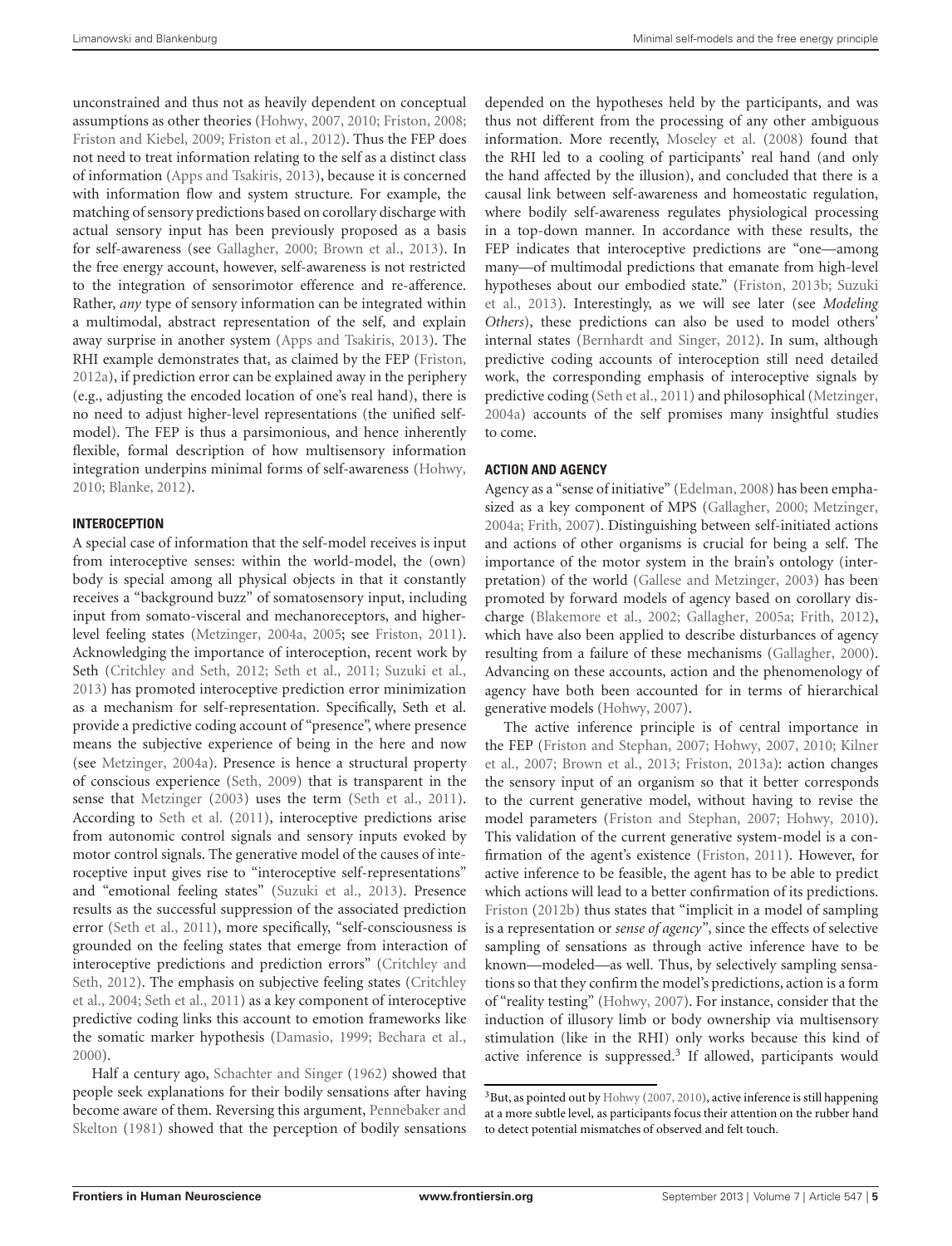unconstrained and thus not as heavily dependent on conceptual assumptions as other theories (Hohwy, 2007, 2010; Friston, 2008; Friston and Kiebel, 2009; Friston et al., 2012). Thus the FEP does not need to treat information relating to the self as a distinct class of information (Apps and Tsakiris, 2013), because it is concerned with information flow and system structure. For example, the matching of sensory predictions based on corollary discharge with actual sensory input has been previously proposed as a basis for self-awareness (see Gallagher, 2000; Brown et al., 2013). In the free energy account, however, self-awareness is not restricted to the integration of sensorimotor efference and re-afference. Rather, *any* type of sensory information can be integrated within a multimodal, abstract representation of the self, and explain away surprise in another system (Apps and Tsakiris, 2013). The RHI example demonstrates that, as claimed by the FEP (Friston, 2012a), if prediction error can be explained away in the periphery (e.g., adjusting the encoded location of one's real hand), there is no need to adjust higher-level representations (the unified self-model). The FEP is thus a parsimonious, and hence inherently flexible, formal description of how multisensory information integration underpins minimal forms of self-awareness (Hohwy, 2010; Blanke, 2012).

### INTEROCEPTION

A special case of information that the self-model receives is input from interoceptive senses: within the world-model, the (own) body is special among all physical objects in that it constantly receives a "background buzz" of somatosensory input, including input from somato-visceral and mechanoreceptors, and higher-level feeling states (Metzinger, 2004a, 2005; see Friston, 2011). Acknowledging the importance of interoception, recent work by Seth (Critchley and Seth, 2012; Seth et al., 2011; Suzuki et al., 2013) has promoted interoceptive prediction error minimization as a mechanism for self-representation. Specifically, Seth et al. provide a predictive coding account of "presence", where presence means the subjective experience of being in the here and now (see Metzinger, 2004a). Presence is hence a structural property of conscious experience (Seth, 2009) that is transparent in the sense that Metzinger (2003) uses the term (Seth et al., 2011). According to Seth et al. (2011), interoceptive predictions arise from autonomic control signals and sensory inputs evoked by motor control signals. The generative model of the causes of interoceptive input gives rise to "interoceptive self-representations" and "emotional feeling states" (Suzuki et al., 2013). Presence results as the successful suppression of the associated prediction error (Seth et al., 2011), more specifically, "self-consciousness is grounded on the feeling states that emerge from interaction of interoceptive predictions and prediction errors" (Critchley and Seth, 2012). The emphasis on subjective feeling states (Critchley et al., 2004; Seth et al., 2011) as a key component of interoceptive predictive coding links this account to emotion frameworks like the somatic marker hypothesis (Damasio, 1999; Bechara et al., 2000).

Half a century ago, Schachter and Singer (1962) showed that people seek explanations for their bodily sensations after having become aware of them. Reversing this argument, Pennebaker and Skelton (1981) showed that the perception of bodily sensations depended on the hypotheses held by the participants, and was thus not different from the processing of any other ambiguous information. More recently, Moseley et al. (2008) found that the RHI led to a cooling of participants' real hand (and only the hand affected by the illusion), and concluded that there is a causal link between self-awareness and homeostatic regulation, where bodily self-awareness regulates physiological processing in a top-down manner. In accordance with these results, the FEP indicates that interoceptive predictions are "one—among many—of multimodal predictions that emanate from high-level hypotheses about our embodied state." (Friston, 2013b; Suzuki et al., 2013). Interestingly, as we will see later (see *Modeling Others*), these predictions can also be used to model others' internal states (Bernhardt and Singer, 2012). In sum, although predictive coding accounts of interoception still need detailed work, the corresponding emphasis of interoceptive signals by predictive coding (Seth et al., 2011) and philosophical (Metzinger, 2004a) accounts of the self promises many insightful studies to come.

### ACTION AND AGENCY

Agency as a "sense of initiative" (Edelman, 2008) has been emphasized as a key component of MPS (Gallagher, 2000; Metzinger, 2004a; Frith, 2007). Distinguishing between self-initiated actions and actions of other organisms is crucial for being a self. The importance of the motor system in the brain's ontology (interpretation) of the world (Gallese and Metzinger, 2003) has been promoted by forward models of agency based on corollary discharge (Blakemore et al., 2002; Gallagher, 2005a; Frith, 2012), which have also been applied to describe disturbances of agency resulting from a failure of these mechanisms (Gallagher, 2000). Advancing on these accounts, action and the phenomenology of agency have both been accounted for in terms of hierarchical generative models (Hohwy, 2007).

The active inference principle is of central importance in the FEP (Friston and Stephan, 2007; Hohwy, 2007, 2010; Kilner et al., 2007; Brown et al., 2013; Friston, 2013a): action changes the sensory input of an organism so that it better corresponds to the current generative model, without having to revise the model parameters (Friston and Stephan, 2007; Hohwy, 2010). This validation of the current generative system-model is a confirmation of the agent's existence (Friston, 2011). However, for active inference to be feasible, the agent has to be able to predict which actions will lead to a better confirmation of its predictions. Friston (2012b) thus states that "implicit in a model of sampling is a representation or *sense of agency*", since the effects of selective sampling of sensations as through active inference have to be known—modeled—as well. Thus, by selectively sampling sensations so that they confirm the model's predictions, action is a form of "reality testing" (Hohwy, 2007). For instance, consider that the induction of illusory limb or body ownership via multisensory stimulation (like in the RHI) only works because this kind of active inference is suppressed.[3] If allowed, participants would

[3]But, as pointed out by Hohwy (2007, 2010), active inference is still happening at a more subtle level, as participants focus their attention on the rubber hand to detect potential mismatches of observed and felt touch.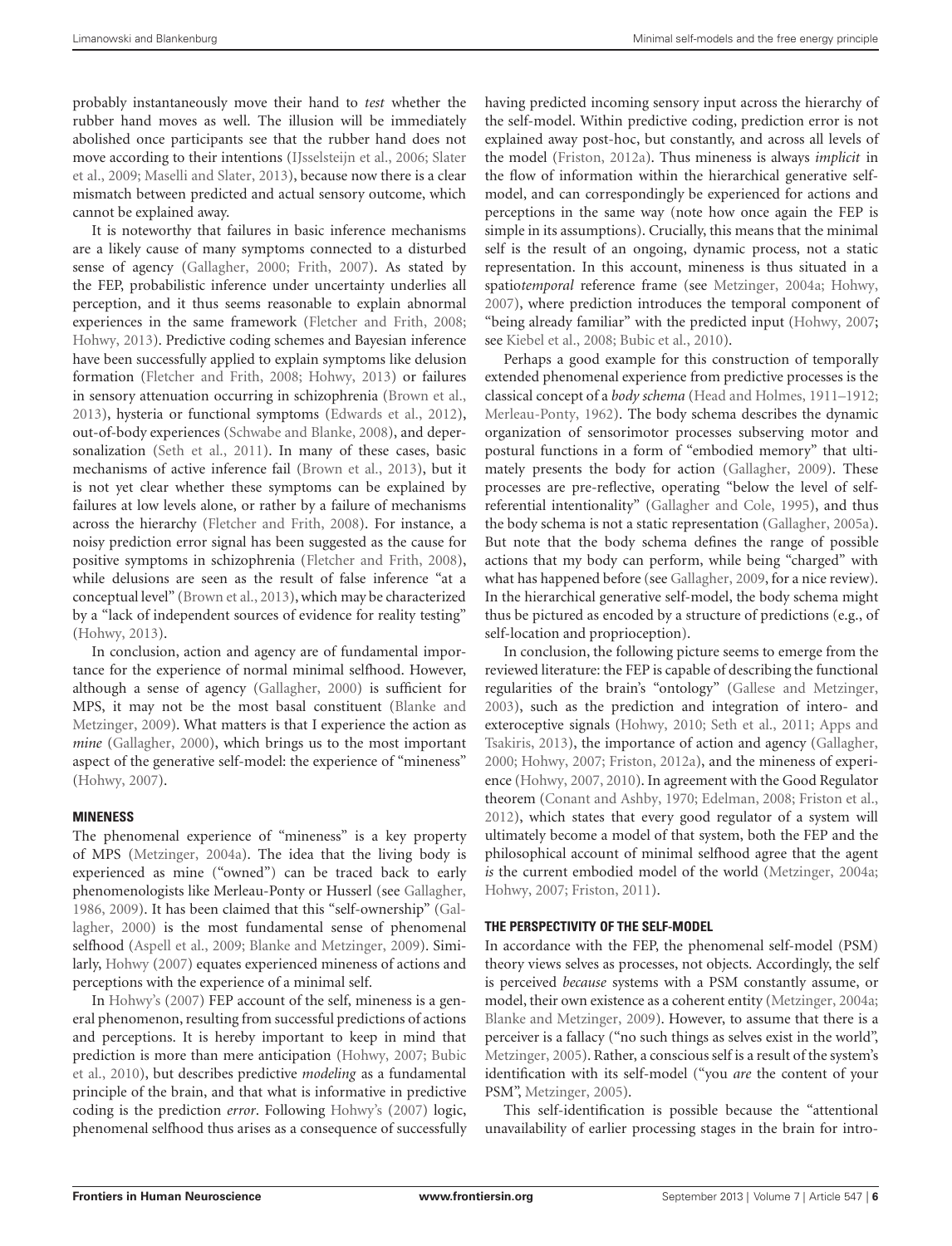probably instantaneously move their hand to *test* whether the rubber hand moves as well. The illusion will be immediately abolished once participants see that the rubber hand does not move according to their intentions (IJsselsteijn et al., 2006; Slater et al., 2009; Maselli and Slater, 2013), because now there is a clear mismatch between predicted and actual sensory outcome, which cannot be explained away.

It is noteworthy that failures in basic inference mechanisms are a likely cause of many symptoms connected to a disturbed sense of agency (Gallagher, 2000; Frith, 2007). As stated by the FEP, probabilistic inference under uncertainty underlies all perception, and it thus seems reasonable to explain abnormal experiences in the same framework (Fletcher and Frith, 2008; Hohwy, 2013). Predictive coding schemes and Bayesian inference have been successfully applied to explain symptoms like delusion formation (Fletcher and Frith, 2008; Hohwy, 2013) or failures in sensory attenuation occurring in schizophrenia (Brown et al., 2013), hysteria or functional symptoms (Edwards et al., 2012), out-of-body experiences (Schwabe and Blanke, 2008), and depersonalization (Seth et al., 2011). In many of these cases, basic mechanisms of active inference fail (Brown et al., 2013), but it is not yet clear whether these symptoms can be explained by failures at low levels alone, or rather by a failure of mechanisms across the hierarchy (Fletcher and Frith, 2008). For instance, a noisy prediction error signal has been suggested as the cause for positive symptoms in schizophrenia (Fletcher and Frith, 2008), while delusions are seen as the result of false inference "at a conceptual level" (Brown et al., 2013), which may be characterized by a "lack of independent sources of evidence for reality testing" (Hohwy, 2013).

In conclusion, action and agency are of fundamental importance for the experience of normal minimal selfhood. However, although a sense of agency (Gallagher, 2000) is sufficient for MPS, it may not be the most basal constituent (Blanke and Metzinger, 2009). What matters is that I experience the action as *mine* (Gallagher, 2000), which brings us to the most important aspect of the generative self-model: the experience of "mineness" (Hohwy, 2007).

### MINENESS

The phenomenal experience of "mineness" is a key property of MPS (Metzinger, 2004a). The idea that the living body is experienced as mine ("owned") can be traced back to early phenomenologists like Merleau-Ponty or Husserl (see Gallagher, 1986, 2009). It has been claimed that this "self-ownership" (Gallagher, 2000) is the most fundamental sense of phenomenal selfhood (Aspell et al., 2009; Blanke and Metzinger, 2009). Similarly, Hohwy (2007) equates experienced mineness of actions and perceptions with the experience of a minimal self.

In Hohwy's (2007) FEP account of the self, mineness is a general phenomenon, resulting from successful predictions of actions and perceptions. It is hereby important to keep in mind that prediction is more than mere anticipation (Hohwy, 2007; Bubic et al., 2010), but describes predictive *modeling* as a fundamental principle of the brain, and that what is informative in predictive coding is the prediction *error*. Following Hohwy's (2007) logic, phenomenal selfhood thus arises as a consequence of successfully having predicted incoming sensory input across the hierarchy of the self-model. Within predictive coding, prediction error is not explained away post-hoc, but constantly, and across all levels of the model (Friston, 2012a). Thus mineness is always *implicit* in the flow of information within the hierarchical generative self-model, and can correspondingly be experienced for actions and perceptions in the same way (note how once again the FEP is simple in its assumptions). Crucially, this means that the minimal self is the result of an ongoing, dynamic process, not a static representation. In this account, mineness is thus situated in a spatio*temporal* reference frame (see Metzinger, 2004a; Hohwy, 2007), where prediction introduces the temporal component of "being already familiar" with the predicted input (Hohwy, 2007; see Kiebel et al., 2008; Bubic et al., 2010).

Perhaps a good example for this construction of temporally extended phenomenal experience from predictive processes is the classical concept of a *body schema* (Head and Holmes, 1911–1912; Merleau-Ponty, 1962). The body schema describes the dynamic organization of sensorimotor processes subserving motor and postural functions in a form of "embodied memory" that ultimately presents the body for action (Gallagher, 2009). These processes are pre-reflective, operating "below the level of self-referential intentionality" (Gallagher and Cole, 1995), and thus the body schema is not a static representation (Gallagher, 2005a). But note that the body schema defines the range of possible actions that my body can perform, while being "charged" with what has happened before (see Gallagher, 2009, for a nice review). In the hierarchical generative self-model, the body schema might thus be pictured as encoded by a structure of predictions (e.g., of self-location and proprioception).

In conclusion, the following picture seems to emerge from the reviewed literature: the FEP is capable of describing the functional regularities of the brain's "ontology" (Gallese and Metzinger, 2003), such as the prediction and integration of intero- and exteroceptive signals (Hohwy, 2010; Seth et al., 2011; Apps and Tsakiris, 2013), the importance of action and agency (Gallagher, 2000; Hohwy, 2007; Friston, 2012a), and the mineness of experience (Hohwy, 2007, 2010). In agreement with the Good Regulator theorem (Conant and Ashby, 1970; Edelman, 2008; Friston et al., 2012), which states that every good regulator of a system will ultimately become a model of that system, both the FEP and the philosophical account of minimal selfhood agree that the agent *is* the current embodied model of the world (Metzinger, 2004a; Hohwy, 2007; Friston, 2011).

### THE PERSPECTIVITY OF THE SELF-MODEL

In accordance with the FEP, the phenomenal self-model (PSM) theory views selves as processes, not objects. Accordingly, the self is perceived *because* systems with a PSM constantly assume, or model, their own existence as a coherent entity (Metzinger, 2004a; Blanke and Metzinger, 2009). However, to assume that there is a perceiver is a fallacy ("no such things as selves exist in the world", Metzinger, 2005). Rather, a conscious self is a result of the system's identification with its self-model ("you *are* the content of your PSM", Metzinger, 2005).

This self-identification is possible because the "attentional unavailability of earlier processing stages in the brain for intro-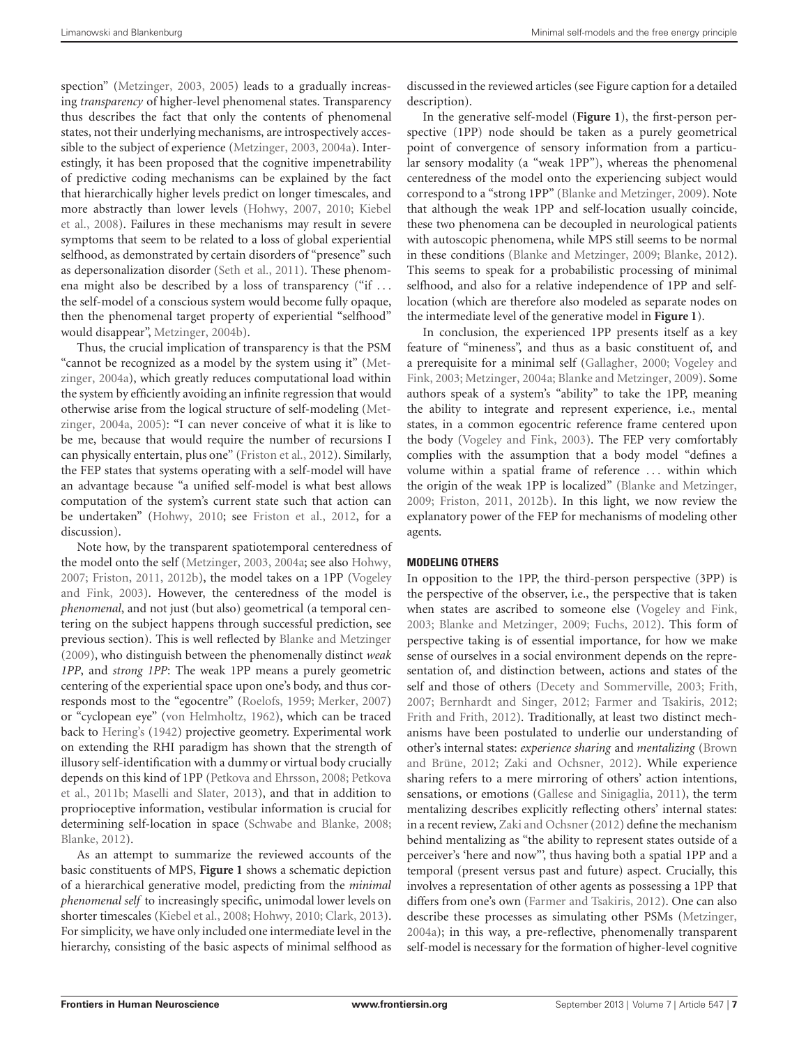spection" (Metzinger, 2003, 2005) leads to a gradually increasing *transparency* of higher-level phenomenal states. Transparency thus describes the fact that only the contents of phenomenal states, not their underlying mechanisms, are introspectively accessible to the subject of experience (Metzinger, 2003, 2004a). Interestingly, it has been proposed that the cognitive impenetrability of predictive coding mechanisms can be explained by the fact that hierarchically higher levels predict on longer timescales, and more abstractly than lower levels (Hohwy, 2007, 2010; Kiebel et al., 2008). Failures in these mechanisms may result in severe symptoms that seem to be related to a loss of global experiential selfhood, as demonstrated by certain disorders of "presence" such as depersonalization disorder (Seth et al., 2011). These phenomena might also be described by a loss of transparency ("if ... the self-model of a conscious system would become fully opaque, then the phenomenal target property of experiential "selfhood" would disappear", Metzinger, 2004b).

Thus, the crucial implication of transparency is that the PSM "cannot be recognized as a model by the system using it" (Metzinger, 2004a), which greatly reduces computational load within the system by efficiently avoiding an infinite regression that would otherwise arise from the logical structure of self-modeling (Metzinger, 2004a, 2005): "I can never conceive of what it is like to be me, because that would require the number of recursions I can physically entertain, plus one" (Friston et al., 2012). Similarly, the FEP states that systems operating with a self-model will have an advantage because "a unified self-model is what best allows computation of the system's current state such that action can be undertaken" (Hohwy, 2010; see Friston et al., 2012, for a discussion).

Note how, by the transparent spatiotemporal centeredness of the model onto the self (Metzinger, 2003, 2004a; see also Hohwy, 2007; Friston, 2011, 2012b), the model takes on a 1PP (Vogeley and Fink, 2003). However, the centeredness of the model is *phenomenal*, and not just (but also) geometrical (a temporal centering on the subject happens through successful prediction, see previous section). This is well reflected by Blanke and Metzinger (2009), who distinguish between the phenomenally distinct *weak 1PP*, and *strong 1PP*: The weak 1PP means a purely geometric centering of the experiential space upon one's body, and thus corresponds most to the "egocentre" (Roelofs, 1959; Merker, 2007) or "cyclopean eye" (von Helmholtz, 1962), which can be traced back to Hering's (1942) projective geometry. Experimental work on extending the RHI paradigm has shown that the strength of illusory self-identification with a dummy or virtual body crucially depends on this kind of 1PP (Petkova and Ehrsson, 2008; Petkova et al., 2011b; Maselli and Slater, 2013), and that in addition to proprioceptive information, vestibular information is crucial for determining self-location in space (Schwabe and Blanke, 2008; Blanke, 2012).

As an attempt to summarize the reviewed accounts of the basic constituents of MPS, **Figure 1** shows a schematic depiction of a hierarchical generative model, predicting from the *minimal phenomenal self* to increasingly specific, unimodal lower levels on shorter timescales (Kiebel et al., 2008; Hohwy, 2010; Clark, 2013). For simplicity, we have only included one intermediate level in the hierarchy, consisting of the basic aspects of minimal selfhood as discussed in the reviewed articles (see Figure caption for a detailed description).

In the generative self-model (**Figure 1**), the first-person perspective (1PP) node should be taken as a purely geometrical point of convergence of sensory information from a particular sensory modality (a "weak 1PP"), whereas the phenomenal centeredness of the model onto the experiencing subject would correspond to a "strong 1PP" (Blanke and Metzinger, 2009). Note that although the weak 1PP and self-location usually coincide, these two phenomena can be decoupled in neurological patients with autoscopic phenomena, while MPS still seems to be normal in these conditions (Blanke and Metzinger, 2009; Blanke, 2012). This seems to speak for a probabilistic processing of minimal selfhood, and also for a relative independence of 1PP and self-location (which are therefore also modeled as separate nodes on the intermediate level of the generative model in **Figure 1**).

In conclusion, the experienced 1PP presents itself as a key feature of "mineness", and thus as a basic constituent of, and a prerequisite for a minimal self (Gallagher, 2000; Vogeley and Fink, 2003; Metzinger, 2004a; Blanke and Metzinger, 2009). Some authors speak of a system's "ability" to take the 1PP, meaning the ability to integrate and represent experience, i.e., mental states, in a common egocentric reference frame centered upon the body (Vogeley and Fink, 2003). The FEP very comfortably complies with the assumption that a body model "defines a volume within a spatial frame of reference ... within which the origin of the weak 1PP is localized" (Blanke and Metzinger, 2009; Friston, 2011, 2012b). In this light, we now review the explanatory power of the FEP for mechanisms of modeling other agents.

## MODELING OTHERS

In opposition to the 1PP, the third-person perspective (3PP) is the perspective of the observer, i.e., the perspective that is taken when states are ascribed to someone else (Vogeley and Fink, 2003; Blanke and Metzinger, 2009; Fuchs, 2012). This form of perspective taking is of essential importance, for how we make sense of ourselves in a social environment depends on the representation of, and distinction between, actions and states of the self and those of others (Decety and Sommerville, 2003; Frith, 2007; Bernhardt and Singer, 2012; Farmer and Tsakiris, 2012; Frith and Frith, 2012). Traditionally, at least two distinct mechanisms have been postulated to underlie our understanding of other's internal states: *experience sharing* and *mentalizing* (Brown and Brüne, 2012; Zaki and Ochsner, 2012). While experience sharing refers to a mere mirroring of others' action intentions, sensations, or emotions (Gallese and Sinigaglia, 2011), the term mentalizing describes explicitly reflecting others' internal states: in a recent review, Zaki and Ochsner (2012) define the mechanism behind mentalizing as "the ability to represent states outside of a perceiver's 'here and now'", thus having both a spatial 1PP and a temporal (present versus past and future) aspect. Crucially, this involves a representation of other agents as possessing a 1PP that differs from one's own (Farmer and Tsakiris, 2012). One can also describe these processes as simulating other PSMs (Metzinger, 2004a); in this way, a pre-reflective, phenomenally transparent self-model is necessary for the formation of higher-level cognitive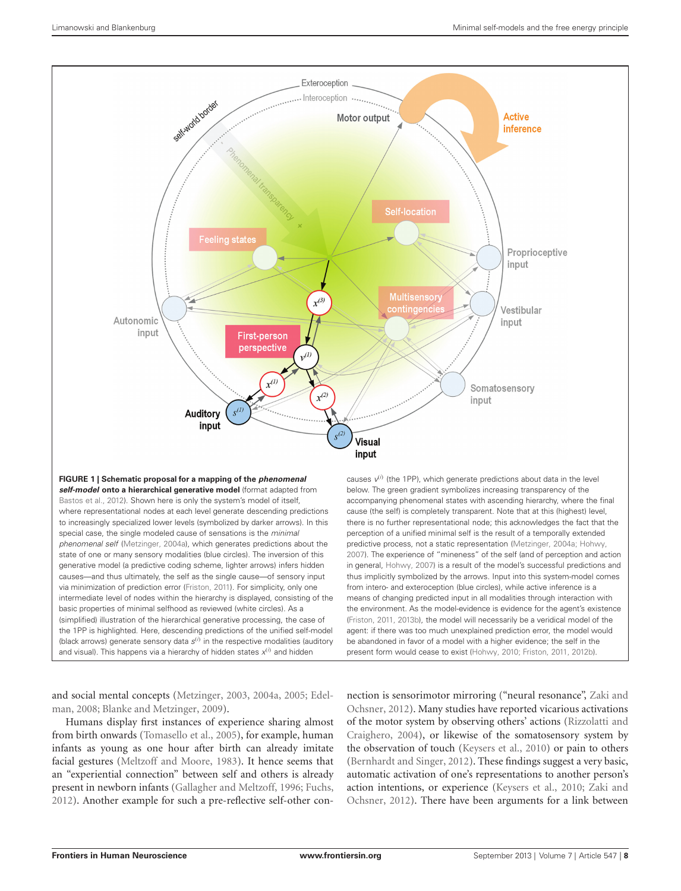**FIGURE 1 | Schematic proposal for a mapping of the *phenomenal self-model* onto a hierarchical generative model** (format adapted from Bastos et al., 2012). Shown here is only the system's model of itself, where representational nodes at each level generate descending predictions to increasingly specialized lower levels (symbolized by darker arrows). In this special case, the single modeled cause of sensations is the *minimal phenomenal self* (Metzinger, 2004a), which generates predictions about the state of one or many sensory modalities (blue circles). The inversion of this generative model (a predictive coding scheme, lighter arrows) infers hidden causes—and thus ultimately, the self as the single cause—of sensory input via minimization of prediction error (Friston, 2011). For simplicity, only one intermediate level of nodes within the hierarchy is displayed, consisting of the basic properties of minimal selfhood as reviewed (white circles). As a (simplified) illustration of the hierarchical generative processing, the case of the 1PP is highlighted. Here, descending predictions of the unified self-model (black arrows) generate sensory data $s^{(i)}$ in the respective modalities (auditory and visual). This happens via a hierarchy of hidden states $x^{(i)}$ and hidden causes $v^{(i)}$ (the 1PP), which generate predictions about data in the level below. The green gradient symbolizes increasing transparency of the accompanying phenomenal states with ascending hierarchy, where the final cause (the self) is completely transparent. Note that at this (highest) level, there is no further representational node; this acknowledges the fact that the perception of a unified minimal self is the result of a temporally extended predictive process, not a static representation (Metzinger, 2004a; Hohwy, 2007). The experience of "mineness" of the self (and of perception and action in general, Hohwy, 2007) is a result of the model's successful predictions and thus implicitly symbolized by the arrows. Input into this system-model comes from intero- and exteroception (blue circles), while active inference is a means of changing predicted input in all modalities through interaction with the environment. As the model-evidence is evidence for the agent's existence (Friston, 2011, 2013b), the model will necessarily be a veridical model of the agent: if there was too much unexplained prediction error, the model would be abandoned in favor of a model with a higher evidence; the self in the present form would cease to exist (Hohwy, 2010; Friston, 2011, 2012b).

and social mental concepts (Metzinger, 2003, 2004a, 2005; Edelman, 2008; Blanke and Metzinger, 2009).

Humans display first instances of experience sharing almost from birth onwards (Tomasello et al., 2005), for example, human infants as young as one hour after birth can already imitate facial gestures (Meltzoff and Moore, 1983). It hence seems that an "experiential connection" between self and others is already present in newborn infants (Gallagher and Meltzoff, 1996; Fuchs, 2012). Another example for such a pre-reflective self-other connection is sensorimotor mirroring ("neural resonance", Zaki and Ochsner, 2012). Many studies have reported vicarious activations of the motor system by observing others' actions (Rizzolatti and Craighero, 2004), or likewise of the somatosensory system by the observation of touch (Keysers et al., 2010) or pain to others (Bernhardt and Singer, 2012). These findings suggest a very basic, automatic activation of one's representations to another person's action intentions, or experience (Keysers et al., 2010; Zaki and Ochsner, 2012). There have been arguments for a link between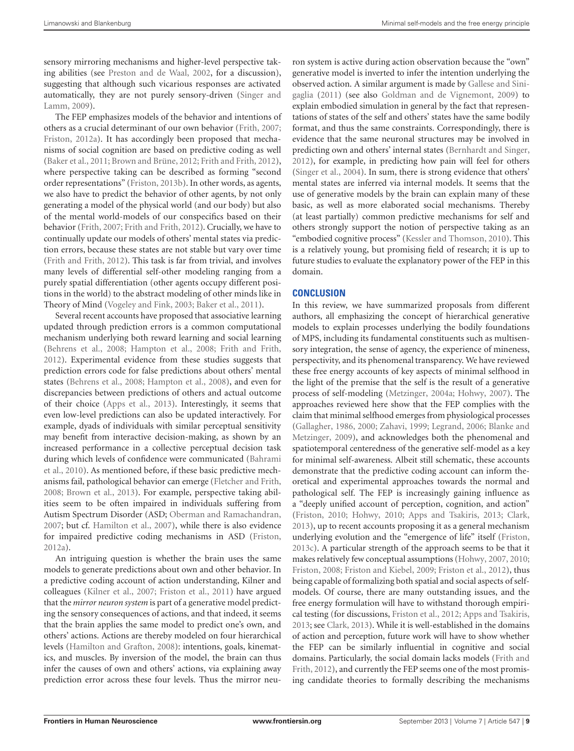sensory mirroring mechanisms and higher-level perspective taking abilities (see Preston and de Waal, 2002, for a discussion), suggesting that although such vicarious responses are activated automatically, they are not purely sensory-driven (Singer and Lamm, 2009).

The FEP emphasizes models of the behavior and intentions of others as a crucial determinant of our own behavior (Frith, 2007; Friston, 2012a). It has accordingly been proposed that mechanisms of social cognition are based on predictive coding as well (Baker et al., 2011; Brown and Brüne, 2012; Frith and Frith, 2012), where perspective taking can be described as forming "second order representations" (Friston, 2013b). In other words, as agents, we also have to predict the behavior of other agents, by not only generating a model of the physical world (and our body) but also of the mental world-models of our conspecifics based on their behavior (Frith, 2007; Frith and Frith, 2012). Crucially, we have to continually update our models of others' mental states via prediction errors, because these states are not stable but vary over time (Frith and Frith, 2012). This task is far from trivial, and involves many levels of differential self-other modeling ranging from a purely spatial differentiation (other agents occupy different positions in the world) to the abstract modeling of other minds like in Theory of Mind (Vogeley and Fink, 2003; Baker et al., 2011).

Several recent accounts have proposed that associative learning updated through prediction errors is a common computational mechanism underlying both reward learning and social learning (Behrens et al., 2008; Hampton et al., 2008; Frith and Frith, 2012). Experimental evidence from these studies suggests that prediction errors code for false predictions about others' mental states (Behrens et al., 2008; Hampton et al., 2008), and even for discrepancies between predictions of others and actual outcome of their choice (Apps et al., 2013). Interestingly, it seems that even low-level predictions can also be updated interactively. For example, dyads of individuals with similar perceptual sensitivity may benefit from interactive decision-making, as shown by an increased performance in a collective perceptual decision task during which levels of confidence were communicated (Bahrami et al., 2010). As mentioned before, if these basic predictive mechanisms fail, pathological behavior can emerge (Fletcher and Frith, 2008; Brown et al., 2013). For example, perspective taking abilities seem to be often impaired in individuals suffering from Autism Spectrum Disorder (ASD; Oberman and Ramachandran, 2007; but cf. Hamilton et al., 2007), while there is also evidence for impaired predictive coding mechanisms in ASD (Friston, 2012a).

An intriguing question is whether the brain uses the same models to generate predictions about own and other behavior. In a predictive coding account of action understanding, Kilner and colleagues (Kilner et al., 2007; Friston et al., 2011) have argued that the *mirror neuron system* is part of a generative model predicting the sensory consequences of actions, and that indeed, it seems that the brain applies the same model to predict one's own, and others' actions. Actions are thereby modeled on four hierarchical levels (Hamilton and Grafton, 2008): intentions, goals, kinematics, and muscles. By inversion of the model, the brain can thus infer the causes of own and others' actions, via explaining away prediction error across these four levels. Thus the mirror neuron system is active during action observation because the "own" generative model is inverted to infer the intention underlying the observed action. A similar argument is made by Gallese and Sinigaglia (2011) (see also Goldman and de Vignemont, 2009) to explain embodied simulation in general by the fact that representations of states of the self and others' states have the same bodily format, and thus the same constraints. Correspondingly, there is evidence that the same neuronal structures may be involved in predicting own and others' internal states (Bernhardt and Singer, 2012), for example, in predicting how pain will feel for others (Singer et al., 2004). In sum, there is strong evidence that others' mental states are inferred via internal models. It seems that the use of generative models by the brain can explain many of these basic, as well as more elaborated social mechanisms. Thereby (at least partially) common predictive mechanisms for self and others strongly support the notion of perspective taking as an "embodied cognitive process" (Kessler and Thomson, 2010). This is a relatively young, but promising field of research; it is up to future studies to evaluate the explanatory power of the FEP in this domain.

## CONCLUSION

In this review, we have summarized proposals from different authors, all emphasizing the concept of hierarchical generative models to explain processes underlying the bodily foundations of MPS, including its fundamental constituents such as multisensory integration, the sense of agency, the experience of mineness, perspectivity, and its phenomenal transparency. We have reviewed these free energy accounts of key aspects of minimal selfhood in the light of the premise that the self is the result of a generative process of self-modeling (Metzinger, 2004a; Hohwy, 2007). The approaches reviewed here show that the FEP complies with the claim that minimal selfhood emerges from physiological processes (Gallagher, 1986, 2000; Zahavi, 1999; Legrand, 2006; Blanke and Metzinger, 2009), and acknowledges both the phenomenal and spatiotemporal centeredness of the generative self-model as a key for minimal self-awareness. Albeit still schematic, these accounts demonstrate that the predictive coding account can inform theoretical and experimental approaches towards the normal and pathological self. The FEP is increasingly gaining influence as a "deeply unified account of perception, cognition, and action" (Friston, 2010; Hohwy, 2010; Apps and Tsakiris, 2013; Clark, 2013), up to recent accounts proposing it as a general mechanism underlying evolution and the "emergence of life" itself (Friston, 2013c). A particular strength of the approach seems to be that it makes relatively few conceptual assumptions (Hohwy, 2007, 2010; Friston, 2008; Friston and Kiebel, 2009; Friston et al., 2012), thus being capable of formalizing both spatial and social aspects of self-models. Of course, there are many outstanding issues, and the free energy formulation will have to withstand thorough empirical testing (for discussions, Friston et al., 2012; Apps and Tsakiris, 2013; see Clark, 2013). While it is well-established in the domains of action and perception, future work will have to show whether the FEP can be similarly influential in cognitive and social domains. Particularly, the social domain lacks models (Frith and Frith, 2012), and currently the FEP seems one of the most promising candidate theories to formally describing the mechanisms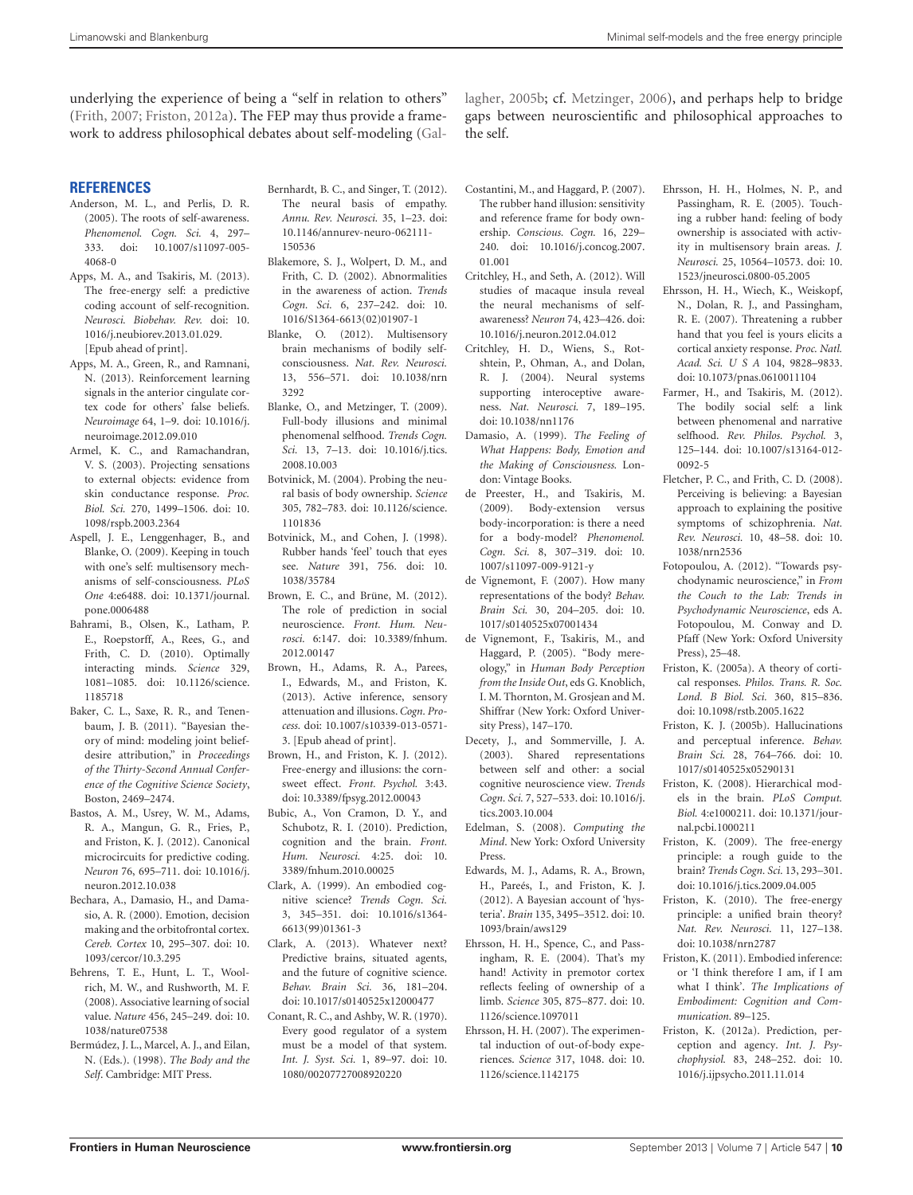underlying the experience of being a "self in relation to others" (Frith, 2007; Friston, 2012a). The FEP may thus provide a framework to address philosophical debates about self-modeling (Gallagher, 2005b; cf. Metzinger, 2006), and perhaps help to bridge gaps between neuroscientific and philosophical approaches to the self.

## REFERENCES

Anderson, M. L., and Perlis, D. R. (2005). The roots of self-awareness. *Phenomenol. Cogn. Sci.* 4, 297–333. doi: 10.1007/s11097-005-4068-0

Apps, M. A., and Tsakiris, M. (2013). The free-energy self: a predictive coding account of self-recognition. *Neurosci. Biobehav. Rev.* doi: 10.1016/j.neubiorev.2013.01.029. [Epub ahead of print].

Apps, M. A., Green, R., and Ramnani, N. (2013). Reinforcement learning signals in the anterior cingulate cortex code for others' false beliefs. *Neuroimage* 64, 1–9. doi: 10.1016/j.neuroimage.2012.09.010

Armel, K. C., and Ramachandran, V. S. (2003). Projecting sensations to external objects: evidence from skin conductance response. *Proc. Biol. Sci.* 270, 1499–1506. doi: 10.1098/rspb.2003.2364

Aspell, J. E., Lenggenhager, B., and Blanke, O. (2009). Keeping in touch with one's self: multisensory mechanisms of self-consciousness. *PLoS One* 4:e6488. doi: 10.1371/journal.pone.0006488

Bahrami, B., Olsen, K., Latham, P. E., Roepstorff, A., Rees, G., and Frith, C. D. (2010). Optimally interacting minds. *Science* 329, 1081–1085. doi: 10.1126/science.1185718

Baker, C. L., Saxe, R. R., and Tenenbaum, J. B. (2011). "Bayesian theory of mind: modeling joint belief-desire attribution," in *Proceedings of the Thirty-Second Annual Conference of the Cognitive Science Society*, Boston, 2469–2474.

Bastos, A. M., Usrey, W. M., Adams, R. A., Mangun, G. R., Fries, P., and Friston, K. J. (2012). Canonical microcircuits for predictive coding. *Neuron* 76, 695–711. doi: 10.1016/j.neuron.2012.10.038

Bechara, A., Damasio, H., and Damasio, A. R. (2000). Emotion, decision making and the orbitofrontal cortex. *Cereb. Cortex* 10, 295–307. doi: 10.1093/cercor/10.3.295

Behrens, T. E., Hunt, L. T., Woolrich, M. W., and Rushworth, M. F. (2008). Associative learning of social value. *Nature* 456, 245–249. doi: 10.1038/nature07538

Bermúdez, J. L., Marcel, A. J., and Eilan, N. (Eds.). (1998). *The Body and the Self*. Cambridge: MIT Press.

Bernhardt, B. C., and Singer, T. (2012). The neural basis of empathy. *Annu. Rev. Neurosci.* 35, 1–23. doi: 10.1146/annurev-neuro-062111-150536

Blakemore, S. J., Wolpert, D. M., and Frith, C. D. (2002). Abnormalities in the awareness of action. *Trends Cogn. Sci.* 6, 237–242. doi: 10.1016/S1364-6613(02)01907-1

Blanke, O. (2012). Multisensory brain mechanisms of bodily self-consciousness. *Nat. Rev. Neurosci.* 13, 556–571. doi: 10.1038/nrn3292

Blanke, O., and Metzinger, T. (2009). Full-body illusions and minimal phenomenal selfhood. *Trends Cogn. Sci.* 13, 7–13. doi: 10.1016/j.tics.2008.10.003

Botvinick, M. (2004). Probing the neural basis of body ownership. *Science* 305, 782–783. doi: 10.1126/science.1101836

Botvinick, M., and Cohen, J. (1998). Rubber hands 'feel' touch that eyes see. *Nature* 391, 756. doi: 10.1038/35784

Brown, E. C., and Brüne, M. (2012). The role of prediction in social neuroscience. *Front. Hum. Neurosci.* 6:147. doi: 10.3389/fnhum.2012.00147

Brown, H., Adams, R. A., Parees, I., Edwards, M., and Friston, K. (2013). Active inference, sensory attenuation and illusions. *Cogn. Process.* doi: 10.1007/s10339-013-0571-3. [Epub ahead of print].

Brown, H., and Friston, K. J. (2012). Free-energy and illusions: the cornsweet effect. *Front. Psychol.* 3:43. doi: 10.3389/fpsyg.2012.00043

Bubic, A., Von Cramon, D. Y., and Schubotz, R. I. (2010). Prediction, cognition and the brain. *Front. Hum. Neurosci.* 4:25. doi: 10.3389/fnhum.2010.00025

Clark, A. (1999). An embodied cognitive science? *Trends Cogn. Sci.* 3, 345–351. doi: 10.1016/s1364-6613(99)01361-3

Clark, A. (2013). Whatever next? Predictive brains, situated agents, and the future of cognitive science. *Behav. Brain Sci.* 36, 181–204. doi: 10.1017/s0140525x12000477

Conant, R. C., and Ashby, W. R. (1970). Every good regulator of a system must be a model of that system. *Int. J. Syst. Sci.* 1, 89–97. doi: 10.1080/00207727008920220

Costantini, M., and Haggard, P. (2007). The rubber hand illusion: sensitivity and reference frame for body ownership. *Conscious. Cogn.* 16, 229–240. doi: 10.1016/j.concog.2007.01.001

Critchley, H., and Seth, A. (2012). Will studies of macaque insula reveal the neural mechanisms of self-awareness? *Neuron* 74, 423–426. doi: 10.1016/j.neuron.2012.04.012

Critchley, H. D., Wiens, S., Rotshtein, P., Ohman, A., and Dolan, R. J. (2004). Neural systems supporting interoceptive awareness. *Nat. Neurosci.* 7, 189–195. doi: 10.1038/nn1176

Damasio, A. (1999). *The Feeling of What Happens: Body, Emotion and the Making of Consciousness.* London: Vintage Books.

de Preester, H., and Tsakiris, M. (2009). Body-extension versus body-incorporation: is there a need for a body-model? *Phenomenol. Cogn. Sci.* 8, 307–319. doi: 10.1007/s11097-009-9121-y

de Vignemont, F. (2007). How many representations of the body? *Behav. Brain Sci.* 30, 204–205. doi: 10.1017/s0140525x07001434

de Vignemont, F., Tsakiris, M., and Haggard, P. (2005). "Body mereology," in *Human Body Perception from the Inside Out*, eds G. Knoblich, I. M. Thornton, M. Grosjean and M. Shiffrar (New York: Oxford University Press), 147–170.

Decety, J., and Sommerville, J. A. (2003). Shared representations between self and other: a social cognitive neuroscience view. *Trends Cogn. Sci.* 7, 527–533. doi: 10.1016/j.tics.2003.10.004

Edelman, S. (2008). *Computing the Mind*. New York: Oxford University Press.

Edwards, M. J., Adams, R. A., Brown, H., Pareés, I., and Friston, K. J. (2012). A Bayesian account of 'hysteria'. *Brain* 135, 3495–3512. doi: 10.1093/brain/aws129

Ehrsson, H. H., Spence, C., and Passingham, R. E. (2004). That's my hand! Activity in premotor cortex reflects feeling of ownership of a limb. *Science* 305, 875–877. doi: 10.1126/science.1097011

Ehrsson, H. H. (2007). The experimental induction of out-of-body experiences. *Science* 317, 1048. doi: 10.1126/science.1142175

Ehrsson, H. H., Holmes, N. P., and Passingham, R. E. (2005). Touching a rubber hand: feeling of body ownership is associated with activity in multisensory brain areas. *J. Neurosci.* 25, 10564–10573. doi: 10.1523/jneurosci.0800-05.2005

Ehrsson, H. H., Wiech, K., Weiskopf, N., Dolan, R. J., and Passingham, R. E. (2007). Threatening a rubber hand that you feel is yours elicits a cortical anxiety response. *Proc. Natl. Acad. Sci. U S A* 104, 9828–9833. doi: 10.1073/pnas.0610011104

Farmer, H., and Tsakiris, M. (2012). The bodily social self: a link between phenomenal and narrative selfhood. *Rev. Philos. Psychol.* 3, 125–144. doi: 10.1007/s13164-012-0092-5

Fletcher, P. C., and Frith, C. D. (2008). Perceiving is believing: a Bayesian approach to explaining the positive symptoms of schizophrenia. *Nat. Rev. Neurosci.* 10, 48–58. doi: 10.1038/nrn2536

Fotopoulou, A. (2012). "Towards psychodynamic neuroscience," in *From the Couch to the Lab: Trends in Psychodynamic Neuroscience*, eds A. Fotopoulou, M. Conway and D. Pfaff (New York: Oxford University Press), 25–48.

Friston, K. (2005a). A theory of cortical responses. *Philos. Trans. R. Soc. Lond. B Biol. Sci.* 360, 815–836. doi: 10.1098/rstb.2005.1622

Friston, K. J. (2005b). Hallucinations and perceptual inference. *Behav. Brain Sci.* 28, 764–766. doi: 10.1017/s0140525x05290131

Friston, K. (2008). Hierarchical models in the brain. *PLoS Comput. Biol.* 4:e1000211. doi: 10.1371/journal.pcbi.1000211

Friston, K. (2009). The free-energy principle: a rough guide to the brain? *Trends Cogn. Sci.* 13, 293–301. doi: 10.1016/j.tics.2009.04.005

Friston, K. (2010). The free-energy principle: a unified brain theory? *Nat. Rev. Neurosci.* 11, 127–138. doi: 10.1038/nrn2787

Friston, K. (2011). Embodied inference: or 'I think therefore I am, if I am what I think'. *The Implications of Embodiment: Cognition and Communication.* 89–125.

Friston, K. (2012a). Prediction, perception and agency. *Int. J. Psychophysiol.* 83, 248–252. doi: 10.1016/j.ijpsycho.2011.11.014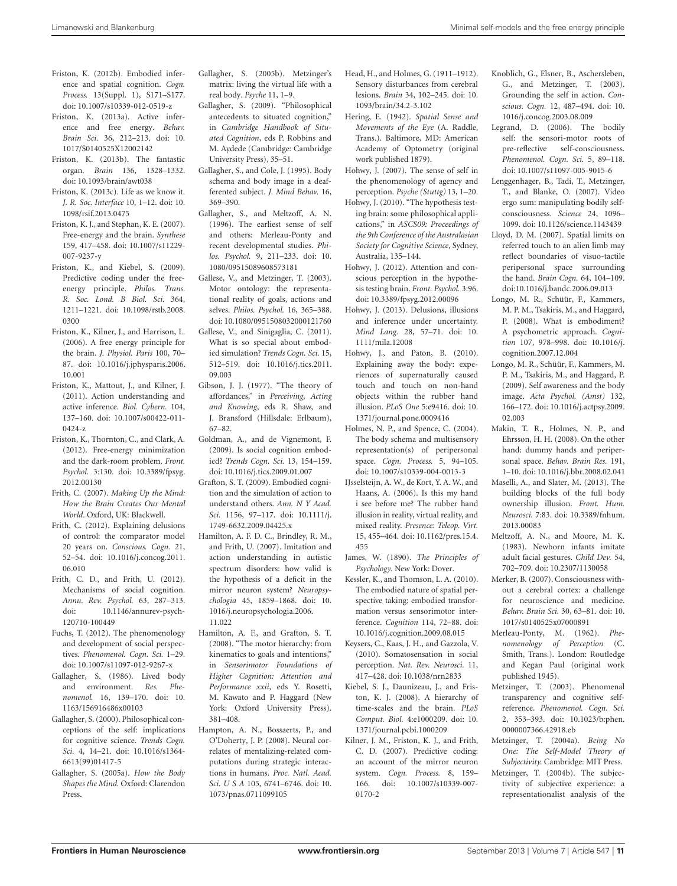Friston, K. (2012b). Embodied inference and spatial cognition. *Cogn. Process.* 13(Suppl. 1), S171–S177. doi: 10.1007/s10339-012-0519-z

Friston, K. (2013a). Active inference and free energy. *Behav. Brain Sci.* 36, 212–213. doi: 10.1017/S0140525X12002142

Friston, K. (2013b). The fantastic organ. *Brain* 136, 1328–1332. doi: 10.1093/brain/awt038

Friston, K. (2013c). Life as we know it. *J. R. Soc. Interface* 10, 1–12. doi: 10.1098/rsif.2013.0475

Friston, K. J., and Stephan, K. E. (2007). Free-energy and the brain. *Synthese* 159, 417–458. doi: 10.1007/s11229-007-9237-y

Friston, K., and Kiebel, S. (2009). Predictive coding under the free-energy principle. *Philos. Trans. R. Soc. Lond. B Biol. Sci.* 364, 1211–1221. doi: 10.1098/rstb.2008.0300

Friston, K., Kilner, J., and Harrison, L. (2006). A free energy principle for the brain. *J. Physiol. Paris* 100, 70–87. doi: 10.1016/j.jphysparis.2006.10.001

Friston, K., Mattout, J., and Kilner, J. (2011). Action understanding and active inference. *Biol. Cybern.* 104, 137–160. doi: 10.1007/s00422-011-0424-z

Friston, K., Thornton, C., and Clark, A. (2012). Free-energy minimization and the dark-room problem. *Front. Psychol.* 3:130. doi: 10.3389/fpsyg.2012.00130

Frith, C. (2007). *Making Up the Mind: How the Brain Creates Our Mental World*. Oxford, UK: Blackwell.

Frith, C. (2012). Explaining delusions of control: the comparator model 20 years on. *Conscious. Cogn.* 21, 52–54. doi: 10.1016/j.concog.2011.06.010

Frith, C. D., and Frith, U. (2012). Mechanisms of social cognition. *Annu. Rev. Psychol.* 63, 287–313. doi: 10.1146/annurev-psych-120710-100449

Fuchs, T. (2012). The phenomenology and development of social perspectives. *Phenomenol. Cogn. Sci.* 1–29. doi: 10.1007/s11097-012-9267-x

Gallagher, S. (1986). Lived body and environment. *Res. Phenomenol.* 16, 139–170. doi: 10.1163/156916486x00103

Gallagher, S. (2000). Philosophical conceptions of the self: implications for cognitive science. *Trends Cogn. Sci.* 4, 14–21. doi: 10.1016/s1364-6613(99)01417-5

Gallagher, S. (2005a). *How the Body Shapes the Mind*. Oxford: Clarendon Press.

Gallagher, S. (2005b). Metzinger's matrix: living the virtual life with a real body. *Psyche* 11, 1–9.

Gallagher, S. (2009). "Philosophical antecedents to situated cognition," in *Cambridge Handbook of Situated Cognition*, eds P. Robbins and M. Aydede (Cambridge: Cambridge University Press), 35–51.

Gallagher, S., and Cole, J. (1995). Body schema and body image in a deafferented subject. *J. Mind Behav.* 16, 369–390.

Gallagher, S., and Meltzoff, A. N. (1996). The earliest sense of self and others: Merleau-Ponty and recent developmental studies. *Philos. Psychol.* 9, 211–233. doi: 10.1080/09515089608573181

Gallese, V., and Metzinger, T. (2003). Motor ontology: the representational reality of goals, actions and selves. *Philos. Psychol.* 16, 365–388. doi: 10.1080/0951508032000121760

Gallese, V., and Sinigaglia, C. (2011). What is so special about embodied simulation? *Trends Cogn. Sci.* 15, 512–519. doi: 10.1016/j.tics.2011.09.003

Gibson, J. J. (1977). "The theory of affordances," in *Perceiving, Acting and Knowing*, eds R. Shaw, and J. Bransford (Hillsdale: Erlbaum), 67–82.

Goldman, A., and de Vignemont, F. (2009). Is social cognition embodied? *Trends Cogn. Sci.* 13, 154–159. doi: 10.1016/j.tics.2009.01.007

Grafton, S. T. (2009). Embodied cognition and the simulation of action to understand others. *Ann. N Y Acad. Sci.* 1156, 97–117. doi: 10.1111/j.1749-6632.2009.04425.x

Hamilton, A. F. D. C., Brindley, R. M., and Frith, U. (2007). Imitation and action understanding in autistic spectrum disorders: how valid is the hypothesis of a deficit in the mirror neuron system? *Neuropsychologia* 45, 1859–1868. doi: 10.1016/j.neuropsychologia.2006.11.022

Hamilton, A. F., and Grafton, S. T. (2008). "The motor hierarchy: from kinematics to goals and intentions," in *Sensorimotor Foundations of Higher Cognition: Attention and Performance xxii*, eds Y. Rosetti, M. Kawato and P. Haggard (New York: Oxford University Press). 381–408.

Hampton, A. N., Bossaerts, P., and O'Doherty, J. P. (2008). Neural correlates of mentalizing-related computations during strategic interactions in humans. *Proc. Natl. Acad. Sci. U S A* 105, 6741–6746. doi: 10.1073/pnas.0711099105

Head, H., and Holmes, G. (1911–1912). Sensory disturbances from cerebral lesions. *Brain* 34, 102–245. doi: 10.1093/brain/34.2-3.102

Hering, E. (1942). *Spatial Sense and Movements of the Eye* (A. Raddle, Trans.). Baltimore, MD: American Academy of Optometry (original work published 1879).

Hohwy, J. (2007). The sense of self in the phenomenology of agency and perception. *Psyche (Stuttg)* 13, 1–20.

Hohwy, J. (2010). "The hypothesis testing brain: some philosophical applications," in *ASCS09: Proceedings of the 9th Conference of the Australasian Society for Cognitive Science*, Sydney, Australia, 135–144.

Hohwy, J. (2012). Attention and conscious perception in the hypothesis testing brain. *Front. Psychol.* 3:96. doi: 10.3389/fpsyg.2012.00096

Hohwy, J. (2013). Delusions, illusions and inference under uncertainty. *Mind Lang.* 28, 57–71. doi: 10.1111/mila.12008

Hohwy, J., and Paton, B. (2010). Explaining away the body: experiences of supernaturally caused touch and touch on non-hand objects within the rubber hand illusion. *PLoS One* 5:e9416. doi: 10.1371/journal.pone.0009416

Holmes, N. P., and Spence, C. (2004). The body schema and multisensory representation(s) of peripersonal space. *Cogn. Process.* 5, 94–105. doi: 10.1007/s10339-004-0013-3

IJsselsteijn, A. W., de Kort, Y. A. W., and Haans, A. (2006). Is this my hand i see before me? The rubber hand illusion in reality, virtual reality, and mixed reality. *Presence: Teleop. Virt.* 15, 455–464. doi: 10.1162/pres.15.4.455

James, W. (1890). *The Principles of Psychology.* New York: Dover.

Kessler, K., and Thomson, L. A. (2010). The embodied nature of spatial perspective taking: embodied transformation versus sensorimotor interference. *Cognition* 114, 72–88. doi: 10.1016/j.cognition.2009.08.015

Keysers, C., Kaas, J. H., and Gazzola, V. (2010). Somatosensation in social perception. *Nat. Rev. Neurosci.* 11, 417–428. doi: 10.1038/nrn2833

Kiebel, S. J., Daunizeau, J., and Friston, K. J. (2008). A hierarchy of time-scales and the brain. *PLoS Comput. Biol.* 4:e1000209. doi: 10.1371/journal.pcbi.1000209

Kilner, J. M., Friston, K. J., and Frith, C. D. (2007). Predictive coding: an account of the mirror neuron system. *Cogn. Process.* 8, 159–166. doi: 10.1007/s10339-007-0170-2

Knoblich, G., Elsner, B., Aschersleben, G., and Metzinger, T. (2003). Grounding the self in action. *Conscious. Cogn.* 12, 487–494. doi: 10.1016/j.concog.2003.08.009

Legrand, D. (2006). The bodily self: the sensori-motor roots of pre-reflective self-consciousness. *Phenomenol. Cogn. Sci.* 5, 89–118. doi: 10.1007/s11097-005-9015-6

Lenggenhager, B., Tadi, T., Metzinger, T., and Blanke, O. (2007). Video ergo sum: manipulating bodily self-consciousness. *Science* 24, 1096–1099. doi: 10.1126/science.1143439

Lloyd, D. M. (2007). Spatial limits on referred touch to an alien limb may reflect boundaries of visuo-tactile peripersonal space surrounding the hand. *Brain Cogn.* 64, 104–109. doi:10.1016/j.bandc.2006.09.013

Longo, M. R., Schüür, F., Kammers, M. P. M., Tsakiris, M., and Haggard, P. (2008). What is embodiment? A psychometric approach. *Cognition* 107, 978–998. doi: 10.1016/j.cognition.2007.12.004

Longo, M. R., Schüür, F., Kammers, M. P. M., Tsakiris, M., and Haggard, P. (2009). Self awareness and the body image. *Acta Psychol. (Amst)* 132, 166–172. doi: 10.1016/j.actpsy.2009.02.003

Makin, T. R., Holmes, N. P., and Ehrsson, H. H. (2008). On the other hand: dummy hands and peripersonal space. *Behav. Brain Res.* 191, 1–10. doi: 10.1016/j.bbr.2008.02.041

Maselli, A., and Slater, M. (2013). The building blocks of the full body ownership illusion. *Front. Hum. Neurosci.* 7:83. doi: 10.3389/fnhum.2013.00083

Meltzoff, A. N., and Moore, M. K. (1983). Newborn infants imitate adult facial gestures. *Child Dev.* 54, 702–709. doi: 10.2307/1130058

Merker, B. (2007). Consciousness without a cerebral cortex: a challenge for neuroscience and medicine. *Behav. Brain Sci.* 30, 63–81. doi: 10.1017/s0140525x07000891

Merleau-Ponty, M. (1962). *Phenomenology of Perception* (C. Smith, Trans.). London: Routledge and Kegan Paul (original work published 1945).

Metzinger, T. (2003). Phenomenal transparency and cognitive self-reference. *Phenomenol. Cogn. Sci.* 2, 353–393. doi: 10.1023/b:phen.0000007366.42918.eb

Metzinger, T. (2004a). *Being No One: The Self-Model Theory of Subjectivity.* Cambridge: MIT Press.

Metzinger, T. (2004b). The subjectivity of subjective experience: a representationalist analysis of the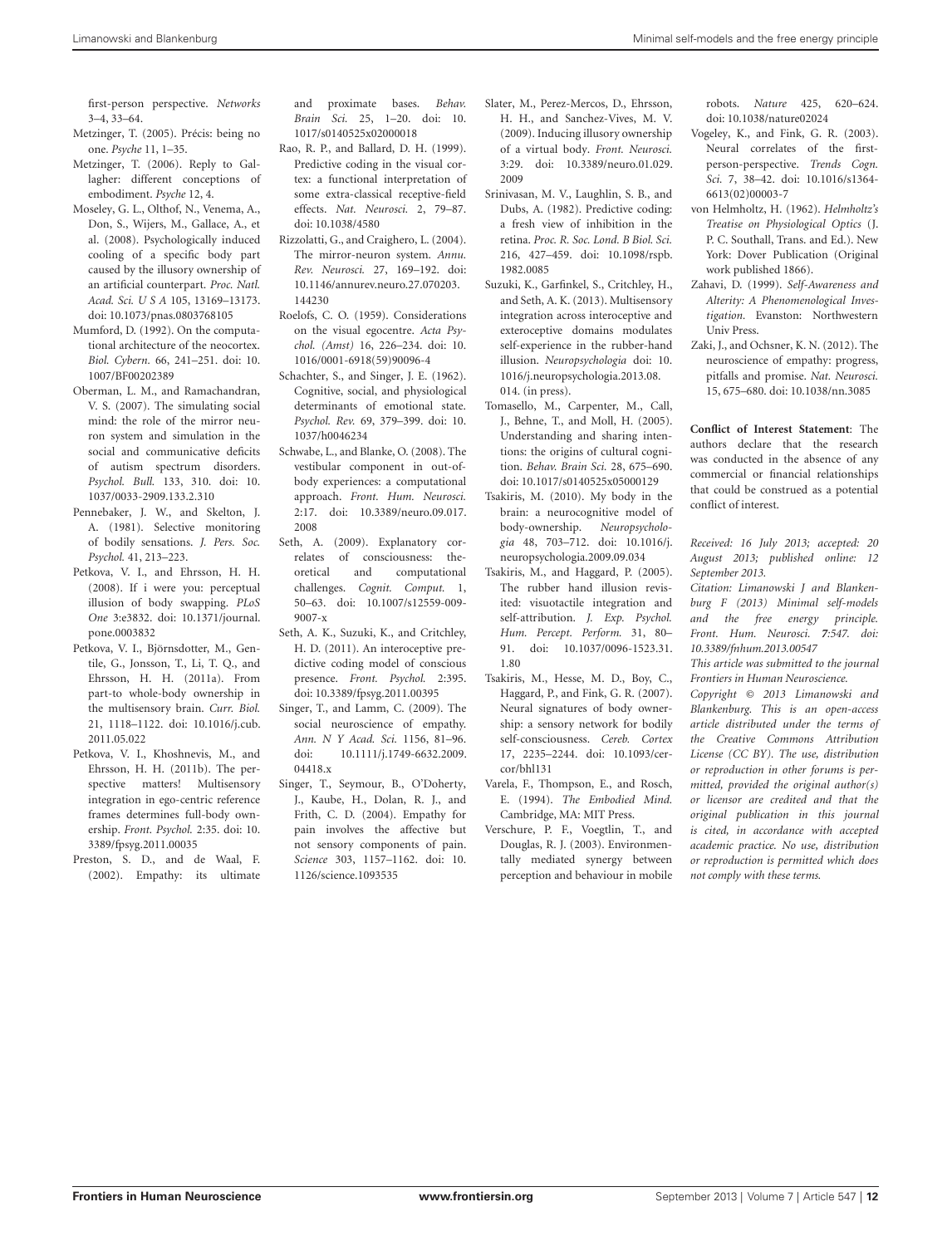first-person perspective. *Networks* 3–4, 33–64.

Metzinger, T. (2005). Précis: being no one. *Psyche* 11, 1–35.

Metzinger, T. (2006). Reply to Gallagher: different conceptions of embodiment. *Psyche* 12, 4.

Moseley, G. L., Olthof, N., Venema, A., Don, S., Wijers, M., Gallace, A., et al. (2008). Psychologically induced cooling of a specific body part caused by the illusory ownership of an artificial counterpart. *Proc. Natl. Acad. Sci. U S A* 105, 13169–13173. doi: 10.1073/pnas.0803768105

Mumford, D. (1992). On the computational architecture of the neocortex. *Biol. Cybern.* 66, 241–251. doi: 10.1007/BF00202389

Oberman, L. M., and Ramachandran, V. S. (2007). The simulating social mind: the role of the mirror neuron system and simulation in the social and communicative deficits of autism spectrum disorders. *Psychol. Bull.* 133, 310. doi: 10.1037/0033-2909.133.2.310

Pennebaker, J. W., and Skelton, J. A. (1981). Selective monitoring of bodily sensations. *J. Pers. Soc. Psychol.* 41, 213–223.

Petkova, V. I., and Ehrsson, H. H. (2008). If i were you: perceptual illusion of body swapping. *PLoS One* 3:e3832. doi: 10.1371/journal.pone.0003832

Petkova, V. I., Björnsdotter, M., Gentile, G., Jonsson, T., Li, T. Q., and Ehrsson, H. H. (2011a). From part-to whole-body ownership in the multisensory brain. *Curr. Biol.* 21, 1118–1122. doi: 10.1016/j.cub.2011.05.022

Petkova, V. I., Khoshnevis, M., and Ehrsson, H. H. (2011b). The perspective matters! Multisensory integration in ego-centric reference frames determines full-body ownership. *Front. Psychol.* 2:35. doi: 10.3389/fpsyg.2011.00035

Preston, S. D., and de Waal, F. (2002). Empathy: its ultimate and proximate bases. *Behav. Brain Sci.* 25, 1–20. doi: 10.1017/s0140525x02000018

Rao, R. P., and Ballard, D. H. (1999). Predictive coding in the visual cortex: a functional interpretation of some extra-classical receptive-field effects. *Nat. Neurosci.* 2, 79–87. doi: 10.1038/4580

Rizzolatti, G., and Craighero, L. (2004). The mirror-neuron system. *Annu. Rev. Neurosci.* 27, 169–192. doi: 10.1146/annurev.neuro.27.070203.144230

Roelofs, C. O. (1959). Considerations on the visual egocentre. *Acta Psychol. (Amst)* 16, 226–234. doi: 10.1016/0001-6918(59)90096-4

Schachter, S., and Singer, J. E. (1962). Cognitive, social, and physiological determinants of emotional state. *Psychol. Rev.* 69, 379–399. doi: 10.1037/h0046234

Schwabe, L., and Blanke, O. (2008). The vestibular component in out-of-body experiences: a computational approach. *Front. Hum. Neurosci.* 2:17. doi: 10.3389/neuro.09.017.2008

Seth, A. (2009). Explanatory correlates of consciousness: theoretical and computational challenges. *Cognit. Comput.* 1, 50–63. doi: 10.1007/s12559-009-9007-x

Seth, A. K., Suzuki, K., and Critchley, H. D. (2011). An interoceptive predictive coding model of conscious presence. *Front. Psychol.* 2:395. doi: 10.3389/fpsyg.2011.00395

Singer, T., and Lamm, C. (2009). The social neuroscience of empathy. *Ann. N Y Acad. Sci.* 1156, 81–96. doi: 10.1111/j.1749-6632.2009.04418.x

Singer, T., Seymour, B., O'Doherty, J., Kaube, H., Dolan, R. J., and Frith, C. D. (2004). Empathy for pain involves the affective but not sensory components of pain. *Science* 303, 1157–1162. doi: 10.1126/science.1093535

Slater, M., Perez-Mercos, D., Ehrsson, H. H., and Sanchez-Vives, M. V. (2009). Inducing illusory ownership of a virtual body. *Front. Neurosci.* 3:29. doi: 10.3389/neuro.01.029.2009

Srinivasan, M. V., Laughlin, S. B., and Dubs, A. (1982). Predictive coding: a fresh view of inhibition in the retina. *Proc. R. Soc. Lond. B Biol. Sci.* 216, 427–459. doi: 10.1098/rspb.1982.0085

Suzuki, K., Garfinkel, S., Critchley, H., and Seth, A. K. (2013). Multisensory integration across interoceptive and exteroceptive domains modulates self-experience in the rubber-hand illusion. *Neuropsychologia* doi: 10.1016/j.neuropsychologia.2013.08.014. (in press).

Tomasello, M., Carpenter, M., Call, J., Behne, T., and Moll, H. (2005). Understanding and sharing intentions: the origins of cultural cognition. *Behav. Brain Sci.* 28, 675–690. doi: 10.1017/s0140525x05000129

Tsakiris, M. (2010). My body in the brain: a neurocognitive model of body-ownership. *Neuropsychologia* 48, 703–712. doi: 10.1016/j.neuropsychologia.2009.09.034

Tsakiris, M., and Haggard, P. (2005). The rubber hand illusion revisited: visuotactile integration and self-attribution. *J. Exp. Psychol. Hum. Percept. Perform.* 31, 80–91. doi: 10.1037/0096-1523.31.1.80

Tsakiris, M., Hesse, M. D., Boy, C., Haggard, P., and Fink, G. R. (2007). Neural signatures of body ownership: a sensory network for bodily self-consciousness. *Cereb. Cortex* 17, 2235–2244. doi: 10.1093/cercor/bhl131

Varela, F., Thompson, E., and Rosch, E. (1994). *The Embodied Mind.* Cambridge, MA: MIT Press.

Verschure, P. F., Voegtlin, T., and Douglas, R. J. (2003). Environmentally mediated synergy between perception and behaviour in mobile robots. *Nature* 425, 620–624. doi: 10.1038/nature02024

Vogeley, K., and Fink, G. R. (2003). Neural correlates of the first-person-perspective. *Trends Cogn. Sci.* 7, 38–42. doi: 10.1016/s1364-6613(02)00003-7

von Helmholtz, H. (1962). *Helmholtz's Treatise on Physiological Optics* (J. P. C. Southall, Trans. and Ed.). New York: Dover Publication (Original work published 1866).

Zahavi, D. (1999). *Self-Awareness and Alterity: A Phenomenological Investigation.* Evanston: Northwestern Univ Press.

Zaki, J., and Ochsner, K. N. (2012). The neuroscience of empathy: progress, pitfalls and promise. *Nat. Neurosci.* 15, 675–680. doi: 10.1038/nn.3085

**Conflict of Interest Statement**: The authors declare that the research was conducted in the absence of any commercial or financial relationships that could be construed as a potential conflict of interest.

*Received: 16 July 2013; accepted: 20 August 2013; published online: 12 September 2013.*

*Citation: Limanowski J and Blankenburg F (2013) Minimal self-models and the free energy principle. Front. Hum. Neurosci. 7:547. doi: 10.3389/fnhum.2013.00547*

*This article was submitted to the journal Frontiers in Human Neuroscience.*

*Copyright © 2013 Limanowski and Blankenburg. This is an open-access article distributed under the terms of the Creative Commons Attribution License (CC BY). The use, distribution or reproduction in other forums is permitted, provided the original author(s) or licensor are credited and that the original publication in this journal is cited, in accordance with accepted academic practice. No use, distribution or reproduction is permitted which does not comply with these terms.*